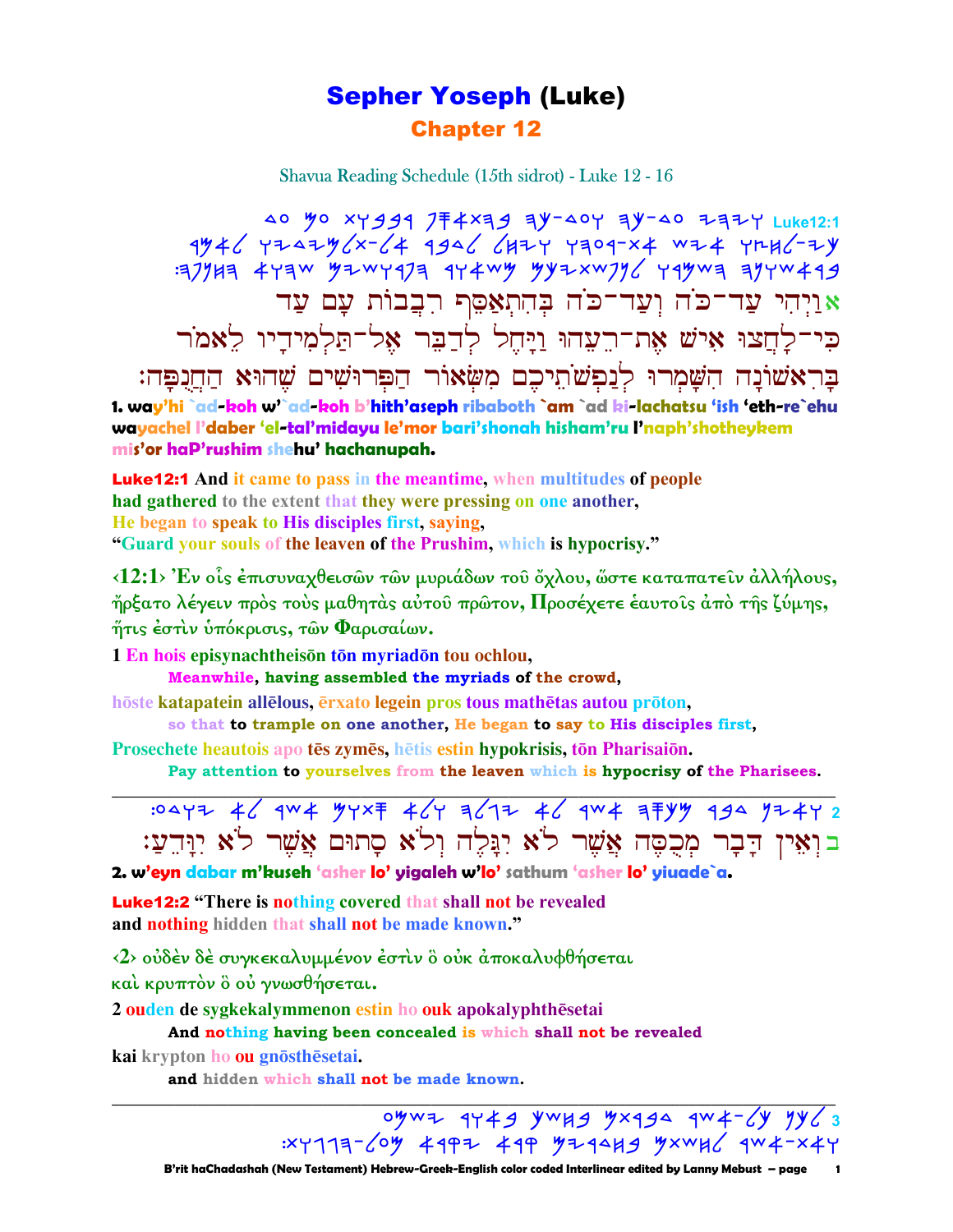# Sepher Yoseph (Luke)
## Chapter 12

Shavua Reading Schedule (15th sidrot) - Luke 12 - 16

Luke12:1

אוַיְהִי עַד־כֹּה וְעַד־כֹּה בְּהִתְאַסֵּף רִבֲבוֹת עָם עַד כִּי־לָחֲצוּ אִישׁ אֶת־רֵעֵהוּ וַיָּחֶל לְדַבֵּר אֶל־תַּלְמִידָיו לֵאמֹר בָּרִאשׁוֹנָה הִשָּׁמְרוּ לְנַפְשֹׁתֵיכֶם מִשְּׂאוֹר הַפְּרוּשִׁים שֶׁהוּא הַחֲנֻפָּה׃

**1. way'hi `ad-koh w'`ad-koh b'hith'aseph ribaboth `am `ad ki-lachatsu 'ish 'eth-re`ehu wayachel l'daber 'el-tal'midayu le'mor bari'shonah hisham'ru l'naph'shotheykem mis'or haP'rushim shehu' hachanupah.**

**Luke12:1** And it came to pass in the meantime, when multitudes of people had gathered to the extent that they were pressing on one another, He began to speak to His disciples first, saying, "Guard your souls of the leaven of the Prushim, which is hypocrisy."

‹12:1› Ἐν οἷς ἐπισυναχθεισῶν τῶν μυριάδων τοῦ ὄχλου, ὥστε καταπατεῖν ἀλλήλους, ἤρξατο λέγειν πρὸς τοὺς μαθητὰς αὐτοῦ πρῶτον, Προσέχετε ἑαυτοῖς ἀπὸ τῆς ζύμης, ἥτις ἐστὶν ὑπόκρισις, τῶν Φαρισαίων.

1 En hois episynachtheisōn tōn myriadōn tou ochlou,
**Meanwhile, having assembled the myriads of the crowd,**
hōste katapatein allēlous, ērxato legein pros tous mathētas autou prōton,
**so that to trample on one another, He began to say to His disciples first,**
Prosechete heautois apo tēs zymēs, hētis estin hypokrisis, tōn Pharisaiōn.
**Pay attention to yourselves from the leaven which is hypocrisy of the Pharisees.**

---

בוְאֵין דָּבָר מְכֻסֶּה אֲשֶׁר לֹא יִגָּלֶה וְלֹא סָתוּם אֲשֶׁר לֹא יִוָּדֵעַ׃

**2. w'eyn dabar m'kuseh 'asher lo' yigaleh w'lo' sathum 'asher lo' yiuade`a.**

**Luke12:2** "There is nothing covered that shall not be revealed and nothing hidden that shall not be made known."

‹2› οὐδὲν δὲ συγκεκαλυμμένον ἐστὶν ὃ οὐκ ἀποκαλυφθήσεται καὶ κρυπτὸν ὃ οὐ γνωσθήσεται.

2 ouden de sygkekalymmenon estin ho ouk apokalyphthēsetai
**And nothing having been concealed is which shall not be revealed**
kai krypton ho ou gnōsthēsetai.
**and hidden which shall not be made known.**

---

3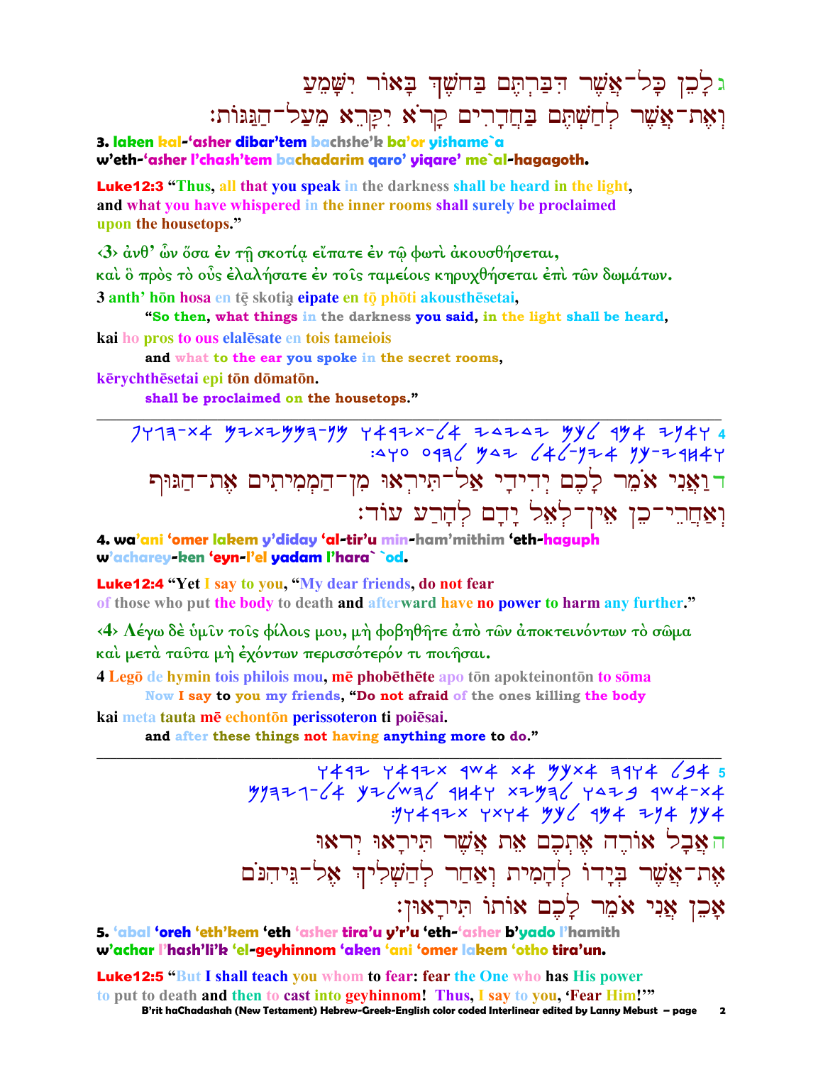ג לָכֵן כָּל־אֲשֶׁר דִּבַּרְתֶּם בַּחֹשֶׁךְ בָּאוֹר יִשָּׁמֵעַ
וְאֶת־אֲשֶׁר לְחַשְׁתֶּם בַּחֲדָרִים קָרֹא יִקָּרֵא מֵעַל־הַגַּגּוֹת׃

**3. laken kal-'asher dibar'tem bachshe'k ba'or yishame`a**
**w'eth-'asher l'chash'tem bachadarim qaro' yiqare' me`al-hagagoth.**

**Luke12:3** "Thus, all that you speak in the darkness shall be heard in the light,
and what you have whispered in the inner rooms shall surely be proclaimed
upon the housetops."

‹3› ἀνθ' ὧν ὅσα ἐν τῇ σκοτίᾳ εἴπατε ἐν τῷ φωτὶ ἀκουσθήσεται,
καὶ ὃ πρὸς τὸ οὖς ἐλαλήσατε ἐν τοῖς ταμείοις κηρυχθήσεται ἐπὶ τῶν δωμάτων.

3 anth' hōn hosa en tē skotią eipate en tō phōti akousthēsetai,
**"So then, what things in the darkness you said, in the light shall be heard,**

kai ho pros to ous elalēsate en tois tameiois
**and what to the ear you spoke in the secret rooms,**

kērychthēsetai epi tōn dōmatōn.
**shall be proclaimed on the housetops."**

---

ד וַאֲנִי אֹמֵר לָכֶם יְדִידַי אַל־תִּירְאוּ מִן־הַמְּמִיתִים אֶת־הַגּוּף
וְאַחֲרֵי־כֵן אֵין־לְאֵל יָדָם לְהָרַע עוֹד׃

**4. wa'ani 'omer lakem y'diday 'al-tir'u min-ham'mithim 'eth-haguph**
**w'acharey-ken 'eyn-l'el yadam l'hara` `od.**

**Luke12:4** "Yet I say to you, "My dear friends, do not fear
of those who put the body to death and afterward have no power to harm any further."

‹4› Λέγω δὲ ὑμῖν τοῖς φίλοις μου, μὴ φοβηθῆτε ἀπὸ τῶν ἀποκτεινόντων τὸ σῶμα
καὶ μετὰ ταῦτα μὴ ἐχόντων περισσότερόν τι ποιῆσαι.

4 Legō de hymin tois philois mou, mē phobēthēte apo tōn apokteinontōn to sōma
**Now I say to you my friends, "Do not afraid of the ones killing the body**

kai meta tauta mē echontōn perissoteron ti poiēsai.
**and after these things not having anything more to do."**

---

ה אֲבָל אוֹרֶה אֶתְכֶם אֵת אֲשֶׁר תִּירָאוּ יְראוּ
אֶת־אֲשֶׁר בְּיָדוֹ לְהָמִית וְאַחַר לְהַשְׁלִיךְ אֶל־גֵּיהִנֹּם
אָכֵן אֲנִי אֹמֵר לָכֶם אוֹתוֹ תִּירָאוּן׃

**5. 'abal 'oreh 'eth'kem 'eth 'asher tira'u y'r'u 'eth-'asher b'yado l'hamith**
**w'achar l'hash'li'k 'el-geyhinnom 'aken 'ani 'omer lakem 'otho tira'un.**

**Luke12:5** "But I shall teach you whom to fear: fear the One who has His power
to put to death and then to cast into geyhinnom! Thus, I say to you, 'Fear Him!'"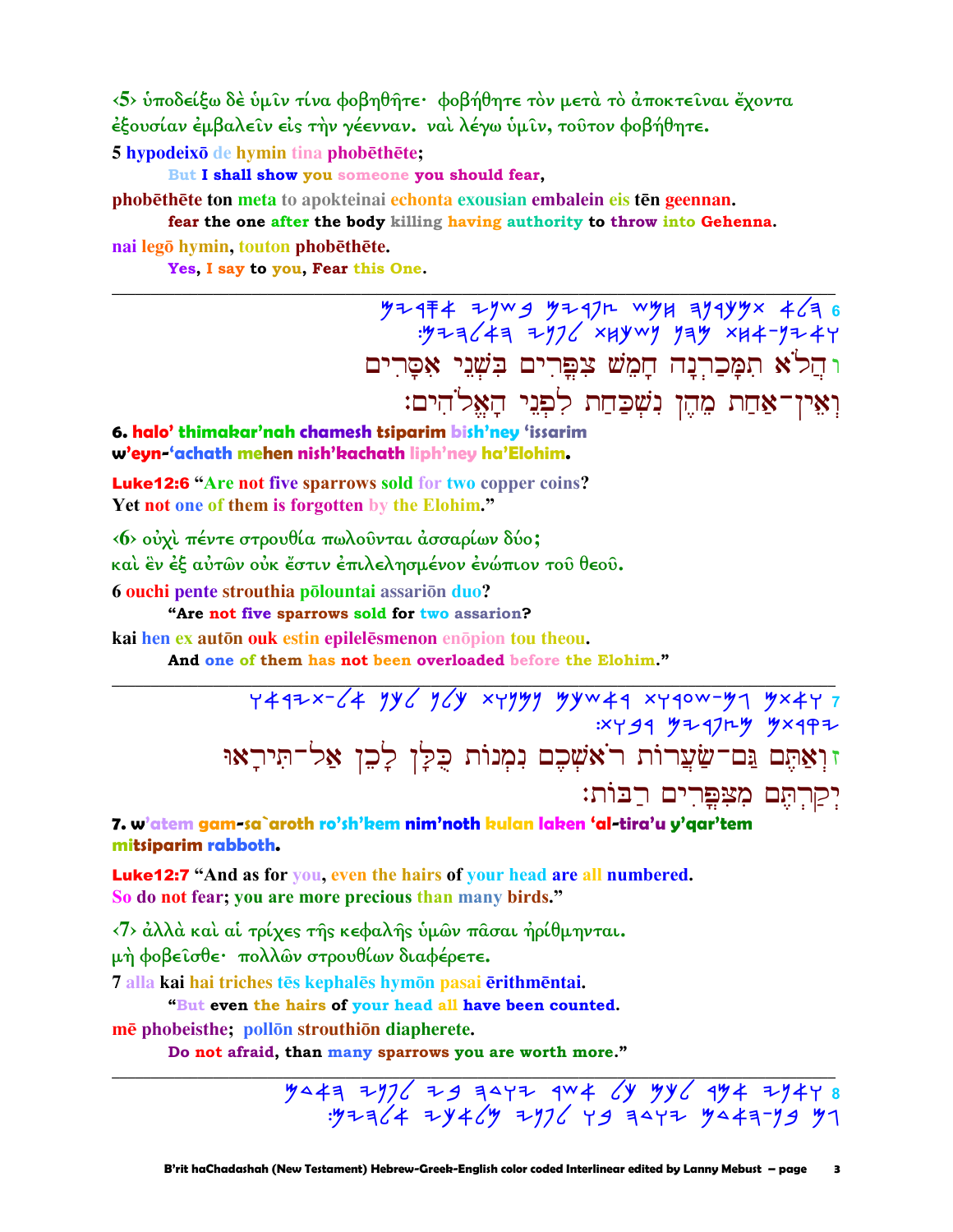‹5› ὑποδείξω δὲ ὑμῖν τίνα φοβηθῆτε· φοβήθητε τὸν μετὰ τὸ ἀποκτεῖναι ἔχοντα ἐξουσίαν ἐμβαλεῖν εἰς τὴν γέενναν. ναὶ λέγω ὑμῖν, τοῦτον φοβήθητε.

**5 hypodeixō de hymin tina phobēthēte;**

> **But I shall show you someone you should fear,**

**phobēthēte ton meta to apokteinai echonta exousian embalein eis tēn geennan.**

> **fear the one after the body killing having authority to throw into Gehenna.**

**nai legō hymin, touton phobēthēte.**

> **Yes, I say to you, Fear this One.**

---

ו הֲלֹא תִמָּכַרְנָה חָמֵשׁ צִפֳּרִים בִּשְׁנֵי אִסָּרִים
וְאֵין־אַחַת מֵהֶן נִשְׁכַּחַת לִפְנֵי הָאֱלֹהִים׃

**6. halo' thimakar'nah chamesh tsiparim bish'ney 'issarim w'eyn-'achath mehen nish'kachath liph'ney ha'Elohim.**

**Luke12:6** "Are not five sparrows sold for two copper coins? Yet not one of them is forgotten by the Elohim."

‹6› οὐχὶ πέντε στρουθία πωλοῦνται ἀσσαρίων δύο;
καὶ ἓν ἐξ αὐτῶν οὐκ ἔστιν ἐπιλελησμένον ἐνώπιον τοῦ θεοῦ.

**6 ouchi pente strouthia pōlountai assariōn duo?**

> **"Are not five sparrows sold for two assarion?**

**kai hen ex autōn ouk estin epilelēsmenon enōpion tou theou.**

> **And one of them has not been overloaded before the Elohim."**

---

ז וְאַתֶּם גַּם־שַׂעֲרוֹת רֹאשְׁכֶם נִמְנוֹת כֻּלָּן לָכֵן אַל־תִּירָאוּ
יְקַרְתֶּם מִצִּפֳּרִים רַבּוֹת׃

**7. w'atem gam-sa`aroth ro'sh'kem nim'noth kulan laken 'al-tira'u y'qar'tem mitsiparim rabboth.**

**Luke12:7** "And as for you, even the hairs of your head are all numbered. So do not fear; you are more precious than many birds."

‹7› ἀλλὰ καὶ αἱ τρίχες τῆς κεφαλῆς ὑμῶν πᾶσαι ἠρίθμηνται.
μὴ φοβεῖσθε· πολλῶν στρουθίων διαφέρετε.

**7 alla kai hai triches tēs kephalēs hymōn pasai ērithmēntai.**

> **"But even the hairs of your head all have been counted.**

**mē phobeisthe; pollōn strouthiōn diapherete.**

> **Do not afraid, than many sparrows you are worth more."**

---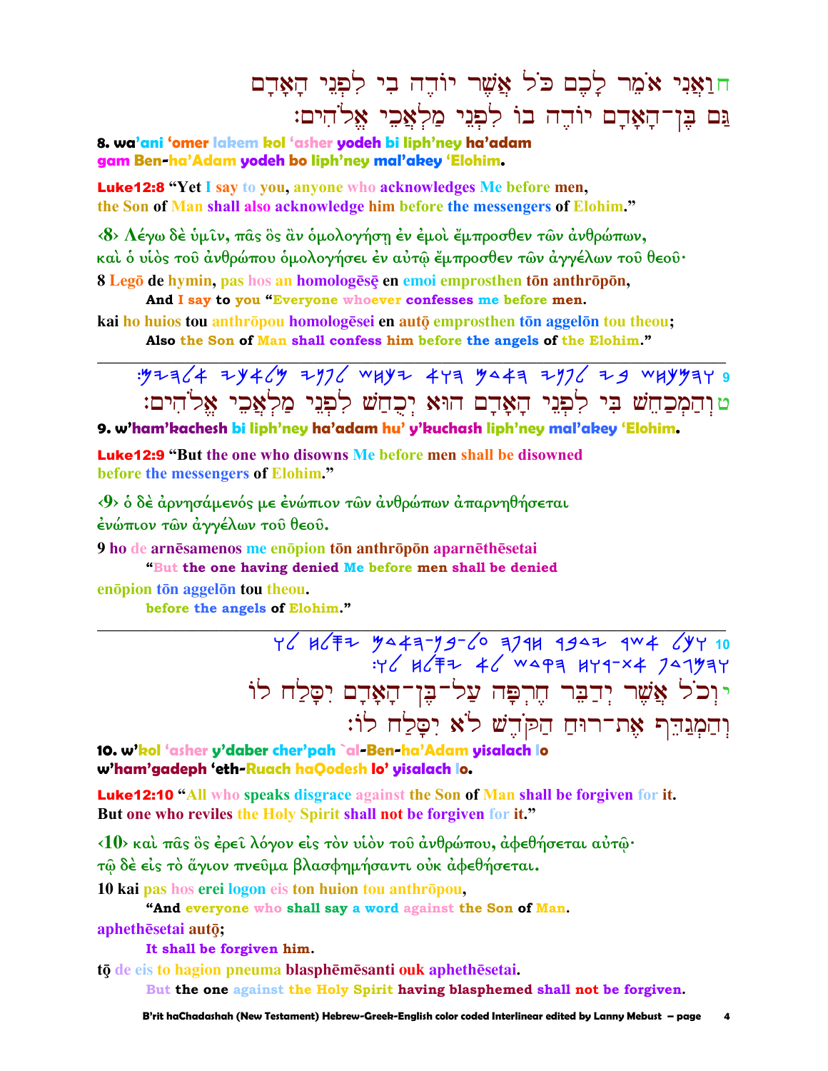ח וַאֲנִי אֹמֵר לָכֶם כֹּל אֲשֶׁר יוֹדֶה בִי לִפְנֵי הָאָדָם
גַּם בֶּן־הָאָדָם יוֹדֶה בּוֹ לִפְנֵי מַלְאֲכֵי אֱלֹהִים׃

**8. wa'ani 'omer lakem kol 'asher yodeh bi liph'ney ha'adam**
**gam Ben-ha'Adam yodeh bo liph'ney mal'akey 'Elohim.**

**Luke12:8 "Yet I say to you, anyone who acknowledges Me before men,**
**the Son of Man shall also acknowledge him before the messengers of Elohim."**

‹8› Λέγω δὲ ὑμῖν, πᾶς ὃς ἂν ὁμολογήσῃ ἐν ἐμοὶ ἔμπροσθεν τῶν ἀνθρώπων,
καὶ ὁ υἱὸς τοῦ ἀνθρώπου ὁμολογήσει ἐν αὐτῷ ἔμπροσθεν τῶν ἀγγέλων τοῦ θεοῦ·

8 Legō de hymin, pas hos an homologēsę en emoi emprosthen tōn anthrōpōn,
**And I say to you "Everyone whoever confesses me before men.**

kai ho huios tou anthrōpou homologēsei en autǫ emprosthen tōn aggelōn tou theou;
**Also the Son of Man shall confess him before the angels of the Elohim."**

---

ט וְהַמְכַחֵשׁ בִּי לִפְנֵי הָאָדָם הוּא יְכֻחַשׁ לִפְנֵי מַלְאֲכֵי אֱלֹהִים׃

**9. w'ham'kachesh bi liph'ney ha'adam hu' y'kuchash liph'ney mal'akey 'Elohim.**

**Luke12:9 "But the one who disowns Me before men shall be disowned**
**before the messengers of Elohim."**

‹9› ὁ δὲ ἀρνησάμενός με ἐνώπιον τῶν ἀνθρώπων ἀπαρνηθήσεται
ἐνώπιον τῶν ἀγγέλων τοῦ θεοῦ.

9 ho de arnēsamenos me enōpion tōn anthrōpōn aparnēthēsetai
**"But the one having denied Me before men shall be denied**

enōpion tōn aggelōn tou theou.
**before the angels of Elohim."**

---

י וְכֹל אֲשֶׁר יְדַבֵּר חֶרְפָּה עַל־בֶּן־הָאָדָם יִסָּלַח לוֹ
וְהַמְגַדֵּף אֶת־רוּחַ הַקֹּדֶשׁ לֹא יִסָּלַח לוֹ׃

**10. w'kol 'asher y'daber cher'pah `al-Ben-ha'Adam yisalach lo**
**w'ham'gadeph 'eth-Ruach haQodesh lo' yisalach lo.**

**Luke12:10 "All who speaks disgrace against the Son of Man shall be forgiven for it.**
**But one who reviles the Holy Spirit shall not be forgiven for it."**

‹10› καὶ πᾶς ὃς ἐρεῖ λόγον εἰς τὸν υἱὸν τοῦ ἀνθρώπου, ἀφεθήσεται αὐτῷ·
τῷ δὲ εἰς τὸ ἅγιον πνεῦμα βλασφημήσαντι οὐκ ἀφεθήσεται.

10 kai pas hos erei logon eis ton huion tou anthrōpou,
**"And everyone who shall say a word against the Son of Man.**

aphethēsetai autǫ;
**It shall be forgiven him.**

tǫ de eis to hagion pneuma blasphēmēsanti ouk aphethēsetai.
**But the one against the Holy Spirit having blasphemed shall not be forgiven.**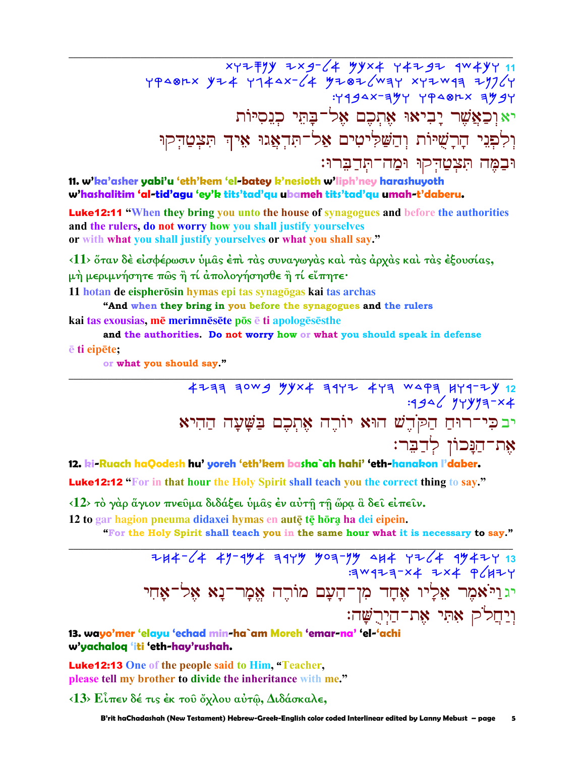11 (Paleo-Hebrew script line)

יא וְכַאֲשֶׁר יָבִיאוּ אֶתְכֶם אֶל־בָּתֵּי כְנֵסִיּוֹת וְלִפְנֵי הָרָשֻׁיּוֹת וְהַשַּׁלִּיטִים אַל־תִּדְאֲגוּ אֵיךְ תִּצְטַדְּקוּ וּבַמֶּה תִּצְטַדְּקוּ וּמַה־תְּדַבֵּרוּ׃

**11. w'ka'asher yabi'u 'eth'kem 'el-batey k'nesioth w'liph'ney harashuyoth w'hashalitim 'al-tid'agu 'ey'k tits'tad'qu ubameh tits'tad'qu umah-t'daberu.**

**Luke12:11** "When they bring you unto the house of synagogues and before the authorities and the rulers, do not worry how you shall justify yourselves or with what you shall justify yourselves or what you shall say."

‹11› ὅταν δὲ εἰσφέρωσιν ὑμᾶς ἐπὶ τὰς συναγωγὰς καὶ τὰς ἀρχὰς καὶ τὰς ἐξουσίας, μὴ μεριμνήσητε πῶς ἢ τί ἀπολογήσησθε ἢ τί εἴπητε·

11 hotan de eispherōsin hymas epi tas synagōgas kai tas archas
**"And when they bring in you before the synagogues and the rulers**
kai tas exousias, mē merimnēsēte pōs ē ti apologēsēsthe
**and the authorities. Do not worry how or what you should speak in defense**
ē ti eipēte;
**or what you should say."**

---

12 (Paleo-Hebrew script line)

יב כִּי־רוּחַ הַקֹּדֶשׁ הוּא יוֹרֶה אֶתְכֶם בַּשָּׁעָה הַהִיא אֶת־הַנָּכוֹן לְדַבֵּר׃

**12. ki-Ruach haQodesh hu' yoreh 'eth'kem basha`ah hahi' 'eth-hanakon l'daber.**

**Luke12:12** "For in that hour the Holy Spirit shall teach you the correct thing to say."

‹12› τὸ γὰρ ἅγιον πνεῦμα διδάξει ὑμᾶς ἐν αὐτῇ τῇ ὥρᾳ ἃ δεῖ εἰπεῖν.

12 to gar hagion pneuma didaxei hymas en autē tē hōra ha dei eipein.
**"For the Holy Spirit shall teach you in the same hour what it is necessary to say."**

---

13 (Paleo-Hebrew script line)

יג וַיֹּאמֶר אֵלָיו אֶחָד מִן־הָעָם מוֹרֶה אֱמָר־נָא אֶל־אָחִי וְיַחֲלֹק אִתִּי אֶת־הַיְרֻשָּׁה׃

**13. wayo'mer 'elayu 'echad min-ha`am Moreh 'emar-na' 'el-'achi w'yachaloq 'iti 'eth-hay'rushah.**

**Luke12:13** One of the people said to Him, "Teacher, please tell my brother to divide the inheritance with me."

‹13› Εἶπεν δέ τις ἐκ τοῦ ὄχλου αὐτῷ, Διδάσκαλε,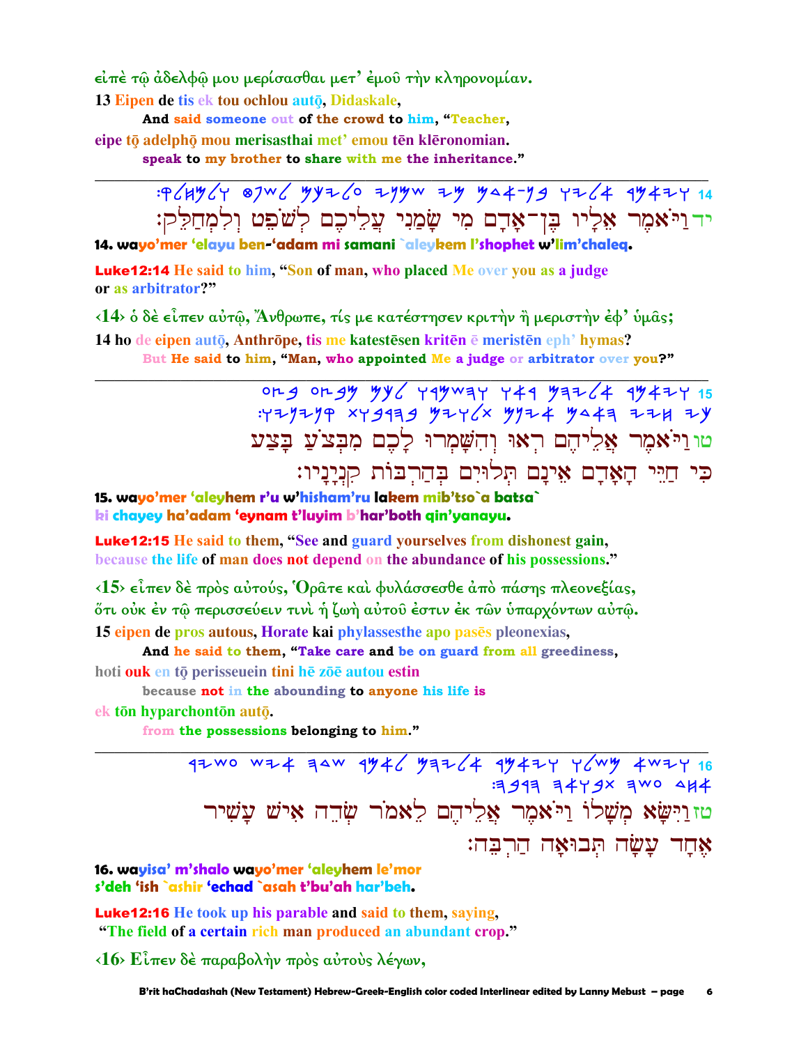εἰπὲ τῷ ἀδελφῷ μου μερίσασθαι μετ' ἐμοῦ τὴν κληρονομίαν.

**13 Eipen de tis ek tou ochlou autō, Didaskale,**

**And said someone out of the crowd to him, "Teacher,**

**eipe tō adelphō mou merisasthai met' emou tēn klēronomian.**

**speak to my brother to share with me the inheritance."**

---

14 ויאמר אליו בן־אדם מי שמני עליכם לשפט ולמחלק:

יד וַיֹּאמֶר אֵלָיו בֶּן־אָדָם מִי שָׂמַנִי עֲלֵיכֶם לְשֹׁפֵט וּלְמְחַלֵּק:

**14. wayo'mer 'elayu ben-'adam mi samani `aleykem l'shophet w'lim'chaleq.**

**Luke12:14** He said to him, "Son of man, who placed Me over you as a judge or as arbitrator?"

‹14› ὁ δὲ εἶπεν αὐτῷ, Ἄνθρωπε, τίς με κατέστησεν κριτὴν ἢ μεριστὴν ἐφ' ὑμᾶς;

**14 ho de eipen autō, Anthrōpe, tis me katestēsen kritēn ē meristēn eph' hymas?**

**But He said to him, "Man, who appointed Me a judge or arbitrator over you?"**

---

15 ויאמר אליהם ראו והשמרו לכם מבצע בצע כי חיי האדם אינם תלוים בהרבות קניניו:

טו וַיֹּאמֶר אֲלֵיהֶם רְאוּ וְהִשָּׁמְרוּ לָכֶם מִבְּצֹעַ בָּצַע כִּי חַיֵּי הָאָדָם אֵינָם תְּלוּיִם בְּהַרְבּוֹת קִנְיָנָיו:

**15. wayo'mer 'aleyhem r'u w'hisham'ru lakem mib'tso`a batsa` ki chayey ha'adam 'eynam t'luyim b'har'both qin'yanayu.**

**Luke12:15** He said to them, "See and guard yourselves from dishonest gain, because the life of man does not depend on the abundance of his possessions."

‹15› εἶπεν δὲ πρὸς αὐτούς, Ὁρᾶτε καὶ φυλάσσεσθε ἀπὸ πάσης πλεονεξίας, ὅτι οὐκ ἐν τῷ περισσεύειν τινὶ ἡ ζωὴ αὐτοῦ ἐστιν ἐκ τῶν ὑπαρχόντων αὐτῷ.

**15 eipen de pros autous, Horate kai phylassesthe apo pasēs pleonexias,**

**And he said to them, "Take care and be on guard from all greediness,**

**hoti ouk en tō perisseuein tini hē zōē autou estin**

**because not in the abounding to anyone his life is**

**ek tōn hyparchontōn autō.**

**from the possessions belonging to him."**

---

16 וישא משלו ויאמר אליהם לאמר שדה איש עשיר אחד עשה תבואה הרבה:

טז וַיִּשָּׂא מְשָׁלוֹ וַיֹּאמֶר אֲלֵיהֶם לֵאמֹר שְׂדֵה אִישׁ עָשִׁיר אֶחָד עָשָׂה תְבוּאָה הַרְבֵּה:

**16. wayisa' m'shalo wayo'mer 'aleyhem le'mor s'deh 'ish `ashir 'echad `asah t'bu'ah har'beh.**

**Luke12:16** He took up his parable and said to them, saying, "The field of a certain rich man produced an abundant crop."

‹16› Εἶπεν δὲ παραβολὴν πρὸς αὐτοὺς λέγων,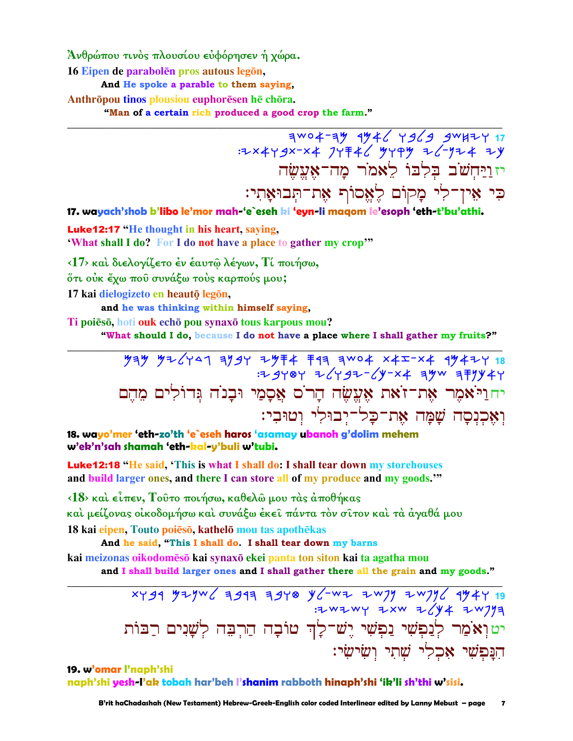Ἀνθρώπου τινὸς πλουσίου εὐφόρησεν ἡ χώρα.

16 Eipen de parabolēn pros autous legōn,

**And He spoke a parable to them saying,**

Anthrōpou tinos plousiou euphorēsen hē chōra.

**"Man of a certain rich produced a good crop the farm."**

---

17 ויחשב בלבו לאמר מה־אעשה כי אין־לי מקום לאסף את־תבואתי׃

יז וַיַּחְשֹׁב בְּלִבּוֹ לֵאמֹר מָה־אֶעֱשֶׂה
כִּי אֵין־לִי מָקוֹם לֶאֱסֹף אֶת־תְּבוּאָתִי׃

**17. wayach'shob b'libo le'mor mah-'e`eseh ki 'eyn-li maqom le'esoph 'eth-t'bu'athi.**

**Luke12:17** "He thought in his heart, saying,
'What shall I do? For I do not have a place to gather my crop'"

‹17› καὶ διελογίζετο ἐν ἑαυτῷ λέγων, Τί ποιήσω,
ὅτι οὐκ ἔχω ποῦ συνάξω τοὺς καρπούς μου;

17 kai dielogizeto en heautō legōn,

**and he was thinking within himself saying,**

Ti poiēsō, hoti ouk echō pou synaxō tous karpous mou?

**"What should I do, because I do not have a place where I shall gather my fruits?"**

---

18 ויאמר את־זאת אעשה הרס אסמי ובנה גדולים מהם ואכנסה שמה את־כל־יבולי וטובי׃

יח וַיֹּאמֶר אֶת־זֹאת אֶעֱשֶׂה הָרֹס אֲסָמַי וּבָנֹה גְּדוֹלִים מֵהֶם
וְאֶכְנְסָה שָׁמָּה אֶת־כָּל־יְבוּלִי וְטוּבִי׃

**18. wayo'mer 'eth-zo'th 'e`eseh haros 'asamay ubanoh g'dolim mehem w'ek'n'sah shamah 'eth-kal-y'buli w'tubi.**

**Luke12:18** "He said, 'This is what I shall do: I shall tear down my storehouses and build larger ones, and there I can store all of my produce and my goods.'"

‹18› καὶ εἶπεν, Τοῦτο ποιήσω, καθελῶ μου τὰς ἀποθήκας
καὶ μείζονας οἰκοδομήσω καὶ συνάξω ἐκεῖ πάντα τὸν σῖτον καὶ τὰ ἀγαθά μου

18 kai eipen, Touto poiēsō, kathelō mou tas apothēkas

**And he said, "This I shall do. I shall tear down my barns**

kai meizonas oikodomēsō kai synaxō ekei panta ton siton kai ta agatha mou

**and I shall build larger ones and I shall gather there all the grain and my goods."**

---

19 ואמר לנפשי נפשי יש־לך טובה הרבה לשנים רבות הנפשי אכלי שתי ושישי׃

יט וְאֹמַר לְנַפְשִׁי נַפְשִׁי יֶשׁ־לָךְ טוֹבָה הַרְבֵּה לְשָׁנִים רַבּוֹת
הִנָּפְשִׁי אִכְלִי שְׁתִי וְשִׂישִׂי׃

**19. w'omar l'naph'shi naph'shi yesh-l'ak tobah har'beh l'shanim rabboth hinaph'shi 'ik'li sh'thi w'sisi.**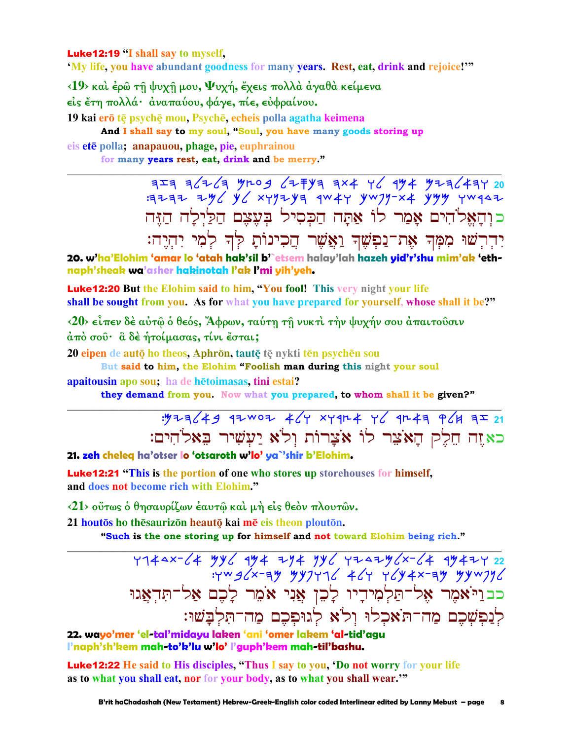**Luke12:19** "I shall say to myself,
'My life, you have abundant goodness for many years. Rest, eat, drink and rejoice!'"

‹19› καὶ ἐρῶ τῇ ψυχῇ μου, Ψυχή, ἔχεις πολλὰ ἀγαθὰ κείμενα εἰς ἔτη πολλά· ἀναπαύου, φάγε, πίε, εὐφραίνου.

19 kai erō tē psychē mou, Psychē, echeis polla agatha keimena
And I shall say to my soul, "Soul, you have many goods storing up
eis etē polla; anapauou, phage, pie, euphrainou
for many years rest, eat, drink and be merry."

---

כ וְהָאֱלֹהִים אָמַר לוֹ אַתָּה הַכְּסִיל בְּעֶצֶם הַלַּיְלָה הַזֶּה יִדְרְשׁוּ מִמְּךָ אֶת־נַפְשְׁךָ וַאֲשֶׁר הֲכִינוֹתָ לְּךָ לְמִי יִהְיֶה׃

**20. w'ha'Elohim 'amar lo 'atah hak'sil b'`etsem halay'lah hazeh yid'r'shu mim'ak 'eth-naph'sheak wa'asher hakinotah l'ak l'mi yih'yeh.**

**Luke12:20** But the Elohim said to him, "You fool! This very night your life shall be sought from you. As for what you have prepared for yourself, whose shall it be?"

‹20› εἶπεν δὲ αὐτῷ ὁ θεός, Ἄφρων, ταύτῃ τῇ νυκτὶ τὴν ψυχήν σου ἀπαιτοῦσιν ἀπὸ σοῦ· ἃ δὲ ἡτοίμασας, τίνι ἔσται;

20 eipen de autō ho theos, Aphrōn, tautē tē nykti tēn psychēn sou
But said to him, the Elohim "Foolish man during this night your soul
apaitousin apo sou; ha de hētoimasas, tini estai?
they demand from you. Now what you prepared, to whom shall it be given?"

---

כא זֶה חֵלֶק הָאֹצֵר לוֹ אֹצָרוֹת וְלֹא יַעְשִׁיר בֵּאלֹהִים׃

**21. zeh cheleq ha'otser lo 'otsaroth w'lo' ya`shir b'Elohim.**

**Luke12:21** "This is the portion of one who stores up storehouses for himself, and does not become rich with Elohim."

‹21› οὕτως ὁ θησαυρίζων ἑαυτῷ καὶ μὴ εἰς θεὸν πλουτῶν.

21 houtōs ho thēsaurizōn heautō kai mē eis theon ploutōn.
"Such is the one storing up for himself and not toward Elohim being rich."

---

כב וַיֹּאמֶר אֶל־תַּלְמִידָיו לָכֵן אֲנִי אֹמֵר לָכֶם אַל־תִּדְאֲגוּ לְנַפְשְׁכֶם מַה־תֹּאכְלוּ וְלֹא לְגוּפְכֶם מַה־תִּלְבָּשׁוּ׃

**22. wayo'mer 'el-tal'midayu laken 'ani 'omer lakem 'al-tid'agu l'naph'sh'kem mah-to'k'lu w'lo' l'guph'kem mah-til'bashu.**

**Luke12:22** He said to His disciples, "Thus I say to you, 'Do not worry for your life as to what you shall eat, nor for your body, as to what you shall wear.'"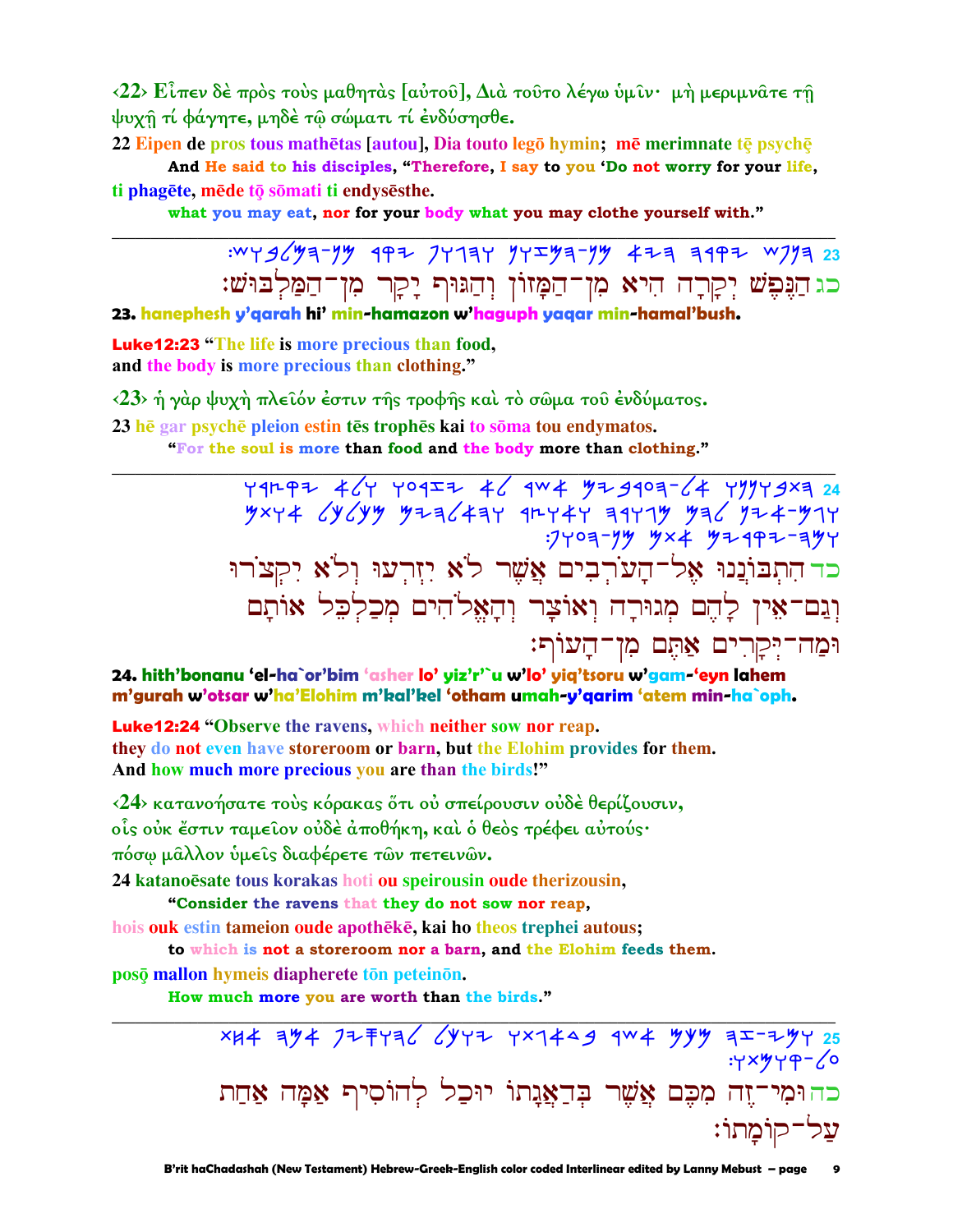‹22› Εἶπεν δὲ πρὸς τοὺς μαθητὰς [αὐτοῦ], Διὰ τοῦτο λέγω ὑμῖν· μὴ μεριμνᾶτε τῇ ψυχῇ τί φάγητε, μηδὲ τῷ σώματι τί ἐνδύσησθε.

22 Eipen de pros tous mathētas [autou], Dia touto legō hymin; mē merimnate tē psychē

**And He said to his disciples, "Therefore, I say to you 'Do not worry for your life,**

ti phagēte, mēde tō sōmati ti endysēsthe.

**what you may eat, nor for your body what you may clothe yourself with."**

---

כג הַנֶּפֶשׁ יְקָרָה הִיא מִן־הַמָּזוֹן וְהַגּוּף יָקָר מִן־הַמַּלְבּוּשׁ׃

**23. hanephesh y'qarah hi' min-hamazon w'haguph yaqar min-hamal'bush.**

**Luke12:23** "**The life** is **more precious than food,**
**and the body** is **more precious than clothing.**"

‹23› ἡ γὰρ ψυχὴ πλεῖόν ἐστιν τῆς τροφῆς καὶ τὸ σῶμα τοῦ ἐνδύματος.

23 hē gar psychē pleion estin tēs trophēs kai to sōma tou endymatos.

**"For the soul is more than food and the body more than clothing."**

---

כד הִתְבּוֹנְנוּ אֶל־הָעֹרְבִים אֲשֶׁר לֹא יִזְרְעוּ וְלֹא יִקְצֹרוּ וְגַם־אֵין לָהֶם מְגוּרָה וְאוֹצָר וְהָאֱלֹהִים מְכַלְכֵּל אוֹתָם וּמַה־יְּקָרִים אַתֶּם מִן־הָעוֹף׃

**24. hith'bonanu 'el-ha`or'bim 'asher lo' yiz'r'`u w'lo' yiq'tsoru w'gam-'eyn lahem m'gurah w'otsar w'ha'Elohim m'kal'kel 'otham umah-y'qarim 'atem min-ha`oph.**

**Luke12:24** "**Observe the ravens, which neither sow nor reap.**
**they do not even have storeroom or barn, but the Elohim provides for them.**
**And how much more precious you are than the birds!"**

‹24› κατανοήσατε τοὺς κόρακας ὅτι οὐ σπείρουσιν οὐδὲ θερίζουσιν,
οἷς οὐκ ἔστιν ταμεῖον οὐδὲ ἀποθήκη, καὶ ὁ θεὸς τρέφει αὐτούς·
πόσῳ μᾶλλον ὑμεῖς διαφέρετε τῶν πετεινῶν.

24 katanoēsate tous korakas hoti ou speirousin oude therizousin,

**"Consider the ravens that they do not sow nor reap,**

hois ouk estin tameion oude apothēkē, kai ho theos trephei autous;

**to which is not a storeroom nor a barn, and the Elohim feeds them.**

posō mallon hymeis diapherete tōn peteinōn.

**How much more you are worth than the birds."**

---

כה וּמִי־זֶה מִכֶּם אֲשֶׁר בְּדַאֲגָתוֹ יוּכַל לְהוֹסִיף אַמָּה אַחַת עַל־קוֹמָתוֹ׃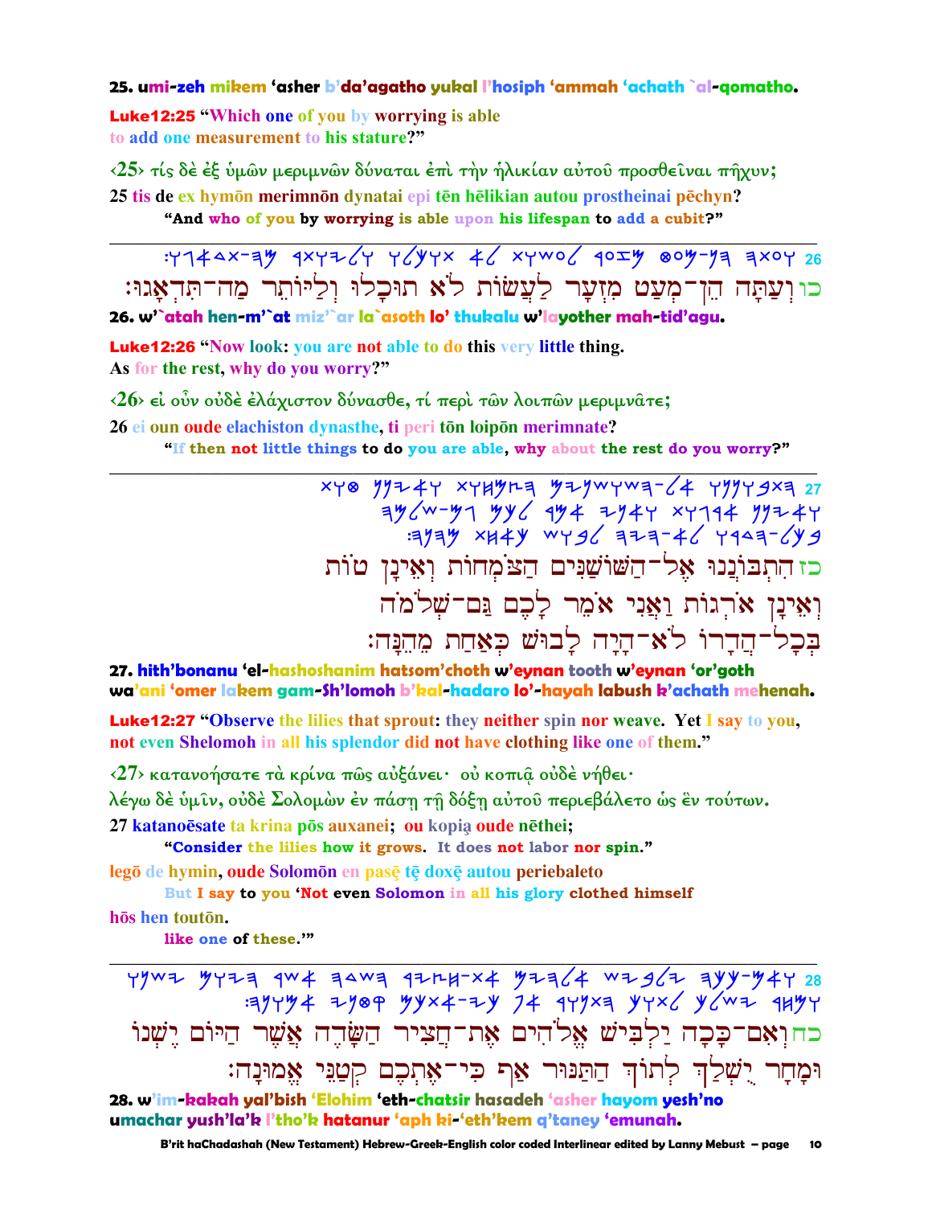**25. umi-zeh mikem 'asher b'da'agatho yukal l'hosiph 'ammah 'achath `al-qomatho.**

**Luke12:25** "Which one of you by worrying is able to add one measurement to his stature?"

‹25› τίς δὲ ἐξ ὑμῶν μεριμνῶν δύναται ἐπὶ τὴν ἡλικίαν αὐτοῦ προσθεῖναι πῆχυν;

25 tis de ex hymōn merimnōn dynatai epi tēn hēlikian autou prostheinai pēchyn?

"And who of you by worrying is able upon his lifespan to add a cubit?"

---

26 כו וְעַתָּה הֵן־מְעַט מִזְעָר לַעֲשׂוֹת לֹא תוּכָלוּ וְלַיּוֹתֵר מַה־תִּדְאָגוּ׃

**26. w'`atah hen-m'`at miz'`ar la`asoth lo' thukalu w'layother mah-tid'agu.**

**Luke12:26** "Now look: you are not able to do this very little thing. As for the rest, why do you worry?"

‹26› εἰ οὖν οὐδὲ ἐλάχιστον δύνασθε, τί περὶ τῶν λοιπῶν μεριμνᾶτε;

26 ei oun oude elachiston dynasthe, ti peri tōn loipōn merimnate?

"If then not little things to do you are able, why about the rest do you worry?"

---

27 כז הִתְבּוֹנְנוּ אֶל־הַשּׁוֹשַׁנִּים הַצֹּמְחוֹת וְאֵינָן טוֹוֹת וְאֵינָן אֹרְגוֹת וַאֲנִי אֹמֵר לָכֶם גַּם־שְׁלֹמֹה בְּכָל־הֲדָרוֹ לֹא־הָיָה לָבוּשׁ כְּאַחַת מֵהֵנָּה׃

**27. hith'bonanu 'el-hashoshanim hatsom'choth w'eynan tooth w'eynan 'or'goth wa'ani 'omer lakem gam-Sh'lomoh b'kal-hadaro lo'-hayah labush k'achath mehenah.**

**Luke12:27** "Observe the lilies that sprout: they neither spin nor weave. Yet I say to you, not even Shelomoh in all his splendor did not have clothing like one of them."

‹27› κατανοήσατε τὰ κρίνα πῶς αὐξάνει· οὐ κοπιᾷ οὐδὲ νήθει· λέγω δὲ ὑμῖν, οὐδὲ Σολομὼν ἐν πάσῃ τῇ δόξῃ αὐτοῦ περιεβάλετο ὡς ἓν τούτων.

27 katanoēsate ta krina pōs auxanei; ou kopią oude nēthei;

"Consider the lilies how it grows. It does not labor nor spin."

legō de hymin, oude Solomōn en pasē tē doxē autou periebaleto

But I say to you 'Not even Solomon in all his glory clothed himself

hōs hen toutōn.

like one of these.'"

---

28 כח וְאִם־כָּכָה יַלְבִּישׁ אֱלֹהִים אֶת־חֲצִיר הַשָּׂדֶה אֲשֶׁר הַיּוֹם יֶשְׁנוֹ וּמָחָר יֻשְׁלַךְ לְתוֹךְ הַתַּנּוּר אַף כִּי־אֶתְכֶם קְטַנֵּי אֱמוּנָה׃

**28. w'im-kakah yal'bish 'Elohim 'eth-chatsir hasadeh 'asher hayom yesh'no umachar yush'la'k l'tho'k hatanur 'aph ki-'eth'kem q'taney 'emunah.**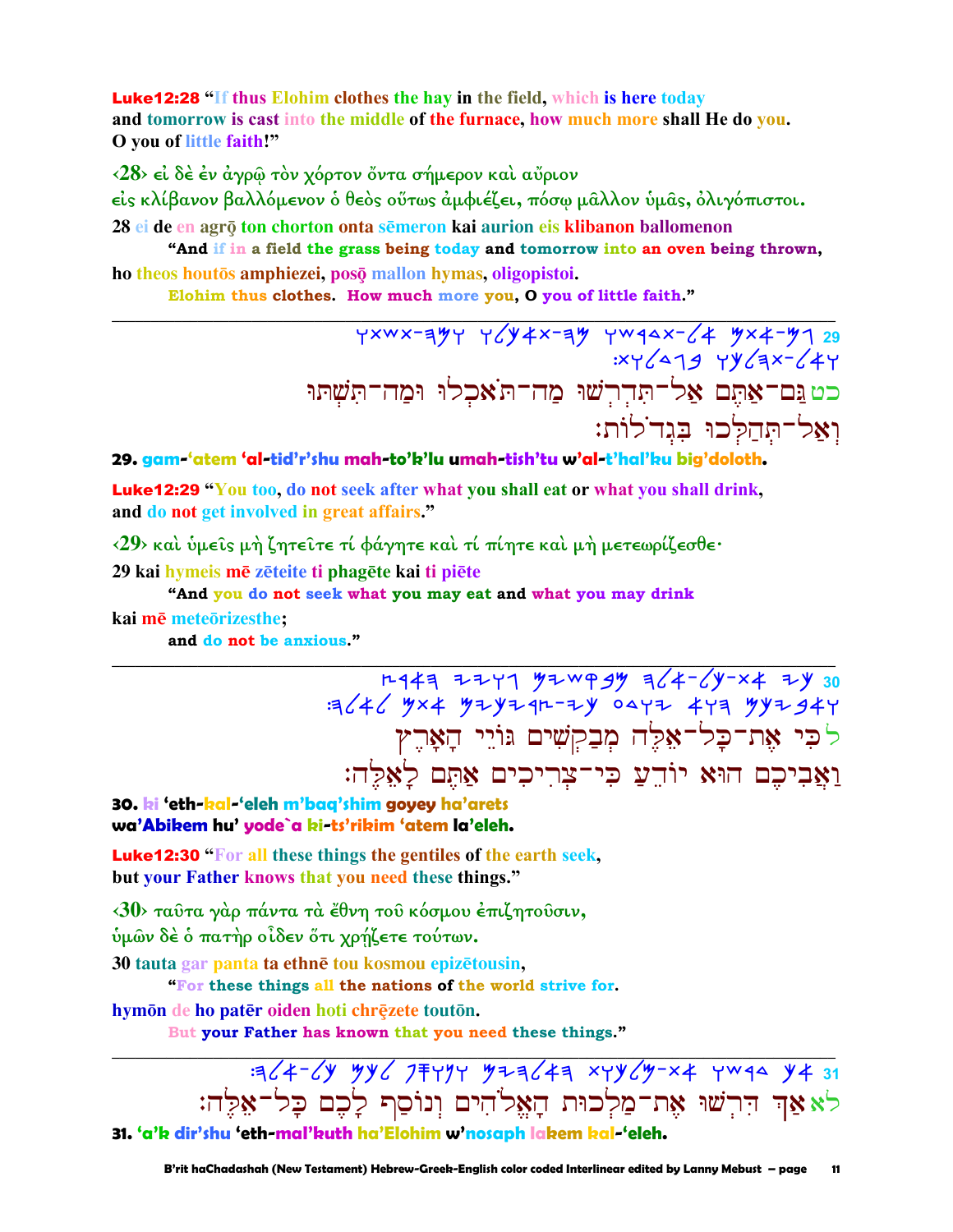**Luke12:28** "If thus Elohim clothes the hay in the field, which is here today and tomorrow is cast into the middle of the furnace, how much more shall He do you. O you of little faith!"

‹28› εἰ δὲ ἐν ἀγρῷ τὸν χόρτον ὄντα σήμερον καὶ αὔριον εἰς κλίβανον βαλλόμενον ὁ θεὸς οὕτως ἀμφιέζει, πόσῳ μᾶλλον ὑμᾶς, ὀλιγόπιστοι.

28 ei de en agrō ton chorton onta sēmeron kai aurion eis klibanon ballomenon
"And if in a field the grass being today and tomorrow into an oven being thrown,
ho theos houtōs amphiezei, posō mallon hymas, oligopistoi.
Elohim thus clothes. How much more you, O you of little faith."

---

כט גַּם־אַתֶּם אַל־תִּדְרְשׁוּ מַה־תֹּאכְלוּ וּמַה־תִּשְׁתּוּ וְאַל־תְּהַלְּכוּ בִּגְדֹלוֹת׃

**29.** gam-'atem 'al-tid'r'shu mah-to'k'lu umah-tish'tu w'al-t'hal'ku big'doloth.

**Luke12:29** "You too, do not seek after what you shall eat or what you shall drink, and do not get involved in great affairs."

‹29› καὶ ὑμεῖς μὴ ζητεῖτε τί φάγητε καὶ τί πίητε καὶ μὴ μετεωρίζεσθε·

29 kai hymeis mē zēteite ti phagēte kai ti piēte
"And you do not seek what you may eat and what you may drink
kai mē meteōrizesthe;
and do not be anxious."

---

ל כִּי אֶת־כָּל־אֵלֶּה מְבַקְשִׁים גּוֹיֵי הָאָרֶץ וַאֲבִיכֶם הוּא יוֹדֵעַ כִּי־צְרִיכִים אַתֶּם לָאֵלֶּה׃

**30.** ki 'eth-kal-'eleh m'baq'shim goyey ha'arets wa'Abikem hu' yode`a ki-ts'rikim 'atem la'eleh.

**Luke12:30** "For all these things the gentiles of the earth seek, but your Father knows that you need these things."

‹30› ταῦτα γὰρ πάντα τὰ ἔθνη τοῦ κόσμου ἐπιζητοῦσιν, ὑμῶν δὲ ὁ πατὴρ οἶδεν ὅτι χρῄζετε τούτων.

30 tauta gar panta ta ethnē tou kosmou epizētousin,
"For these things all the nations of the world strive for.
hymōn de ho patēr oiden hoti chręzete toutōn.
But your Father has known that you need these things."

---

לא אַךְ דִּרְשׁוּ אֶת־מַלְכוּת הָאֱלֹהִים וְנוֹסַף לָכֶם כָּל־אֵלֶּה׃

**31.** 'a'k dir'shu 'eth-mal'kuth ha'Elohim w'nosaph lakem kal-'eleh.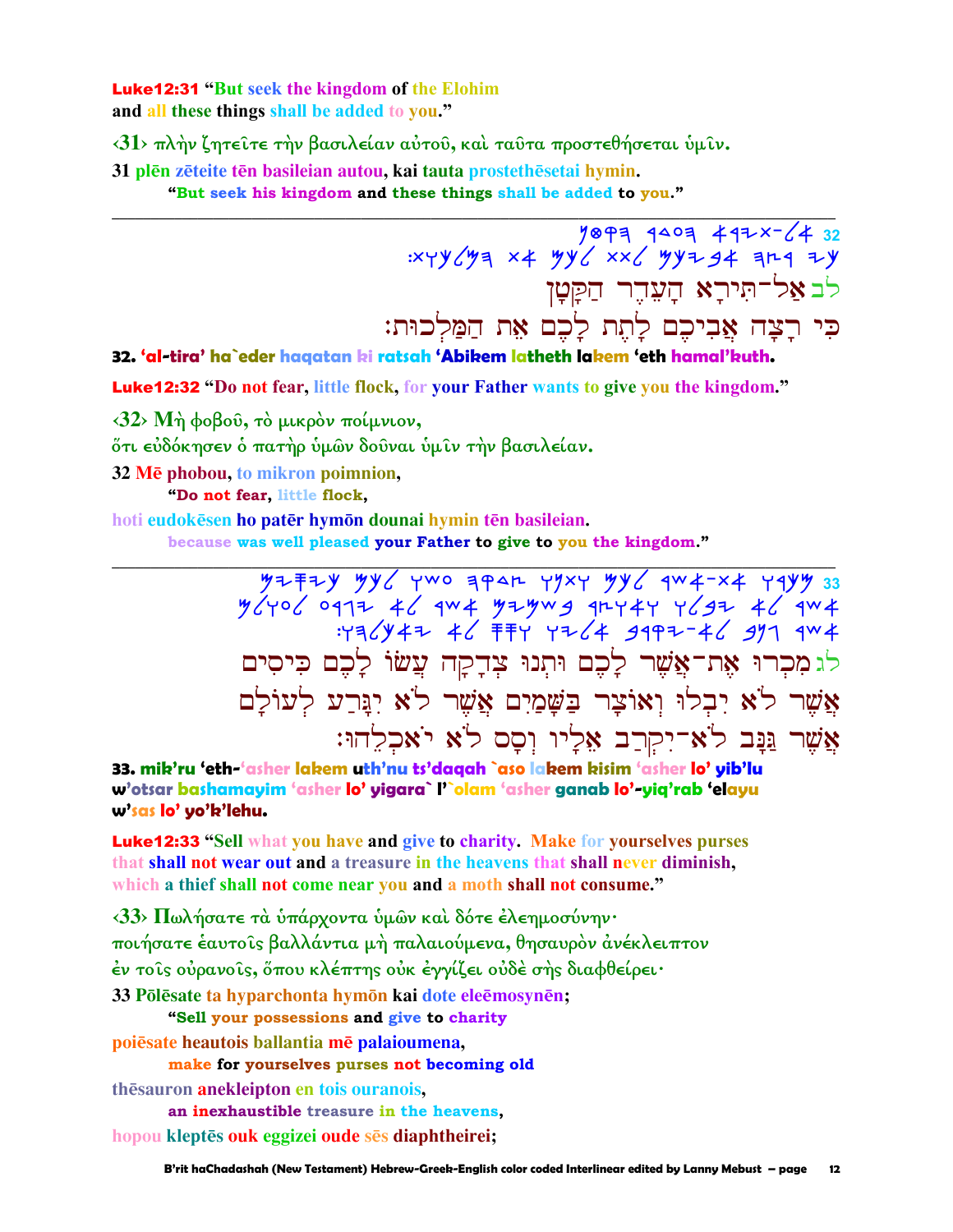**Luke12:31** "But seek the kingdom of the Elohim
and all these things shall be added to you."

‹31› πλὴν ζητεῖτε τὴν βασιλείαν αὐτοῦ, καὶ ταῦτα προστεθήσεται ὑμῖν.

**31 plēn zēteite tēn basileian autou, kai tauta prostethēsetai hymin.**
**"But seek his kingdom and these things shall be added to you."**

---

32 ‏אל־תירא העדר הקטן‏
‏כי רצה אביכם לתת לכם את המלכות׃‏

לב אַל־תִּירָא הָעֵדֶר הַקָּטָן
כִּי רָצָה אֲבִיכֶם לָתֵת לָכֶם אֵת הַמַּלְכוּת׃

**32. 'al-tira' ha`eder haqatan ki ratsah 'Abikem latheth lakem 'eth hamal'kuth.**

**Luke12:32** "Do not fear, little flock, for your Father wants to give you the kingdom."

‹32› Μὴ φοβοῦ, τὸ μικρὸν ποίμνιον,
ὅτι εὐδόκησεν ὁ πατὴρ ὑμῶν δοῦναι ὑμῖν τὴν βασιλείαν.

**32 Mē phobou, to mikron poimnion,**
**"Do not fear, little flock,**
**hoti eudokēsen ho patēr hymōn dounai hymin tēn basileian.**
**because was well pleased your Father to give to you the kingdom."**

---

33 ‏מכרו את־אשר לכם ותנו צדקה עשו לכם כיסים‏
‏אשר לא יבלו ואוצר בשמים אשר לא יגרע לעולם‏
‏אשר גנב לא־יקרב אליו וסס לא יאכלהו׃‏

לג מִכְרוּ אֶת־אֲשֶׁר לָכֶם וּתְנוּ צְדָקָה עֲשׂוּ לָכֶם כִּיסִים
אֲשֶׁר לֹא יִבְלוּ וְאוֹצָר בַּשָּׁמַיִם אֲשֶׁר לֹא יִגָּרַע לְעוֹלָם
אֲשֶׁר גַּנָּב לֹא־יִקְרַב אֵלָיו וְסָס לֹא יֹאכְלֵהוּ׃

**33. mik'ru 'eth-'asher lakem uth'nu ts'daqah `aso lakem kisim 'asher lo' yib'lu w'otsar bashamayim 'asher lo' yigara` l'`olam 'asher ganab lo'-yiq'rab 'elayu w'sas lo' yo'k'lehu.**

**Luke12:33** "Sell what you have and give to charity. Make for yourselves purses that shall not wear out and a treasure in the heavens that shall never diminish, which a thief shall not come near you and a moth shall not consume."

‹33› Πωλήσατε τὰ ὑπάρχοντα ὑμῶν καὶ δότε ἐλεημοσύνην·
ποιήσατε ἑαυτοῖς βαλλάντια μὴ παλαιούμενα, θησαυρὸν ἀνέκλειπτον
ἐν τοῖς οὐρανοῖς, ὅπου κλέπτης οὐκ ἐγγίζει οὐδὲ σὴς διαφθείρει·

**33 Pōlēsate ta hyparchonta hymōn kai dote eleēmosynēn;**
**"Sell your possessions and give to charity**
**poiēsate heautois ballantia mē palaioumena,**
**make for yourselves purses not becoming old**
**thēsauron anekleipton en tois ouranois,**
**an inexhaustible treasure in the heavens,**
**hopou kleptēs ouk eggizei oude sēs diaphtheirei;**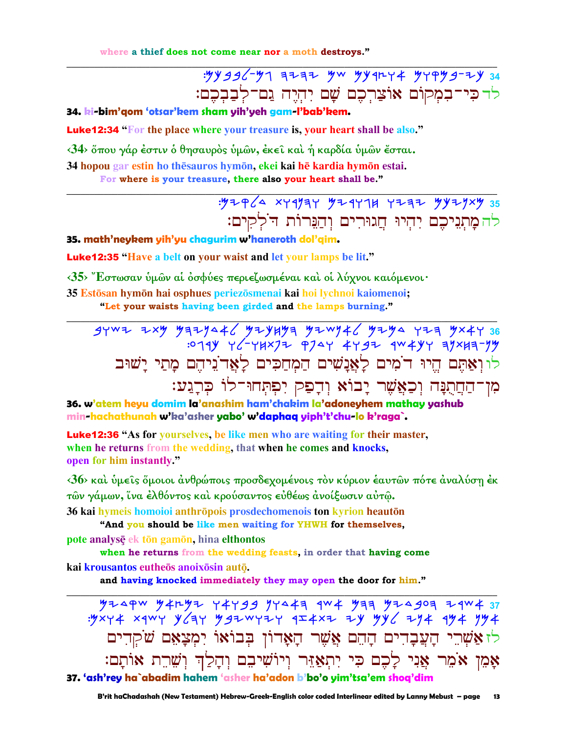where a thief does not come near nor a moth destroys."

---

34 :םכְבַבְל־םַג הֶיְהִי םָשׁ םֶכְרַצוֹא םוֹקְמִבּ־יִכּ לד

**34. ki-bim'qom 'otsar'kem sham yih'yeh gam-l'bab'kem.**

**Luke12:34 "For the place where your treasure is, your heart shall be also."**

‹34› ὅπου γάρ ἐστιν ὁ θησαυρὸς ὑμῶν, ἐκεῖ καὶ ἡ καρδία ὑμῶν ἔσται.

**34 hopou gar estin ho thēsauros hymōn, ekei kai hē kardia hymōn estai.**

**For where is your treasure, there also your heart shall be."**

---

35 :םיִקְלֹדּ תוֹרֵנַּהְו םיִרוּגֲח וּיְהִי םֶכיֵנְתָמ לה

**35. math'neykem yih'yu chagurim w'haneroth dol'qim.**

**Luke12:35 "Have a belt on your waist and let your lamps be lit."**

‹35› Ἔστωσαν ὑμῶν αἱ ὀσφύες περιεζωσμέναι καὶ οἱ λύχνοι καιόμενοι·

**35 Estōsan hymōn hai osphues periezōsmenai kai hoi lychnoi kaiomenoi;**

**"Let your waists having been girded and the lamps burning."**

---

36 בוּשָׁי יַתָמ םֶהיֵנֹדֲאַל םיִכַּחְמַה םיִשָׁנֲאַל םיִמֹד וּיֱה םֶתַּאְו לו
:עַגֶרְכּ וֹל־וּחְתְּפִי קַפָדְו אוֹבָי רֶשֲׁאַכְו הָנֻּתֲחַה־ןִמ

**36. w'atem heyu domim la'anashim ham'chakim la'adoneyhem mathay yashub min-hachathunah w'ka'asher yabo' w'daphaq yiph't'chu-lo k'raga`.**

**Luke12:36 "As for yourselves, be like men who are waiting for their master, when he returns from the wedding, that when he comes and knocks, open for him instantly."**

‹36› καὶ ὑμεῖς ὅμοιοι ἀνθρώποις προσδεχομένοις τὸν κύριον ἑαυτῶν πότε ἀναλύσῃ ἐκ τῶν γάμων, ἵνα ἐλθόντος καὶ κρούσαντος εὐθέως ἀνοίξωσιν αὐτῷ.

**36 kai hymeis homoioi anthrōpois prosdechomenois ton kyrion heautōn**

**"And you should be like men waiting for YHWH for themselves,**

**pote analysē ek tōn gamōn, hina elthontos**

**when he returns from the wedding feasts, in order that having come**

**kai krousantos eutheōs anoixōsin autō̦.**

**and having knocked immediately they may open the door for him."**

---

37 םיִדְקֹשׁ םֵאָצְמִי וֹאוֹבְבּ ןוֹדָאָה רֶשֲׁא םֵהָה םיִדָבֲעָה יֵרְשַׁא לז
:םָתוֹא תֵרֵשְׁו ךְלַהְו םֵבישִׁוֹיְו רֵזַּאְתִי יִכּ םֶכָל יִנֲא רֵמֹא ןֵמָא

**37. 'ash'rey ha`abadim hahem 'asher ha'adon b'bo'o yim'tsa'em shoq'dim**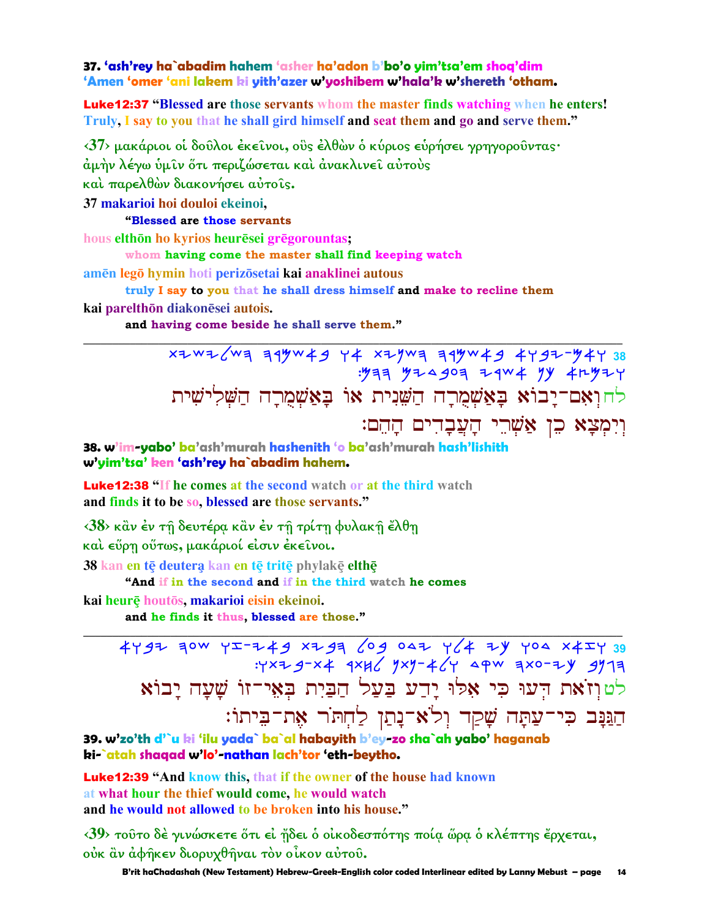**37. 'ash'rey ha`abadim hahem 'asher ha'adon b'bo'o yim'tsa'em shoq'dim 'Amen 'omer 'ani lakem ki yith'azer w'yoshibem w'hala'k w'shereth 'otham.**

**Luke12:37 "Blessed are those servants whom the master finds watching when he enters! Truly, I say to you that he shall gird himself and seat them and go and serve them."**

<37> μακάριοι οἱ δοῦλοι ἐκεῖνοι, οὓς ἐλθὼν ὁ κύριος εὑρήσει γρηγοροῦντας· ἀμὴν λέγω ὑμῖν ὅτι περιζώσεται καὶ ἀνακλινεῖ αὐτοὺς καὶ παρελθὼν διακονήσει αὐτοῖς.

**37 makarioi hoi douloi ekeinoi,**

**"Blessed are those servants**

**hous elthōn ho kyrios heurēsei grēgorountas;**

**whom having come the master shall find keeping watch**

**amēn legō hymin hoti perizōsetai kai anaklinei autous**

**truly I say to you that he shall dress himself and make to recline them**

**kai parelthōn diakonēsei autois.**

**and having come beside he shall serve them."**

---

לחוְאִם־יָבוֹא בָּאַשְׁמֻרָה הַשֵּׁנִית אוֹ בָּאַשְׁמֻרָה הַשְּׁלִישִׁית וְיִמְצָא כֵן אַשְׁרֵי הָעֲבָדִים הָהֵם׃

**38. w'im-yabo' ba'ash'murah hashenith 'o ba'ash'murah hash'lishith w'yim'tsa' ken 'ash'rey ha`abadim hahem.**

**Luke12:38 "If he comes at the second watch or at the third watch and finds it to be so, blessed are those servants."**

<38> κἂν ἐν τῇ δευτέρᾳ κἂν ἐν τῇ τρίτῃ φυλακῇ ἔλθῃ καὶ εὕρῃ οὕτως, μακάριοί εἰσιν ἐκεῖνοι.

**38 kan en tē deutera kan en tē tritē phylakē elthē**

**"And if in the second and if in the third watch he comes**

**kai heurē houtōs, makarioi eisin ekeinoi.**

**and he finds it thus, blessed are those."**

---

לטוְזֹאת דְּעוּ כִּי אִלּוּ יָדַע בַּעַל הַבַּיִת בְּאֵי־זוֹ שָׁעָה יָבוֹא הַגַּנָּב כִּי־עַתָּה שָׁקַד וְלֹא־נָתַן לַחְתֹּר אֶת־בֵּיתוֹ׃

**39. w'zo'th d'`u ki 'ilu yada` ba`al habayith b'ey-zo sha`ah yabo' haganab ki-`atah shaqad w'lo'-nathan lach'tor 'eth-beytho.**

**Luke12:39 "And know this, that if the owner of the house had known at what hour the thief would come, he would watch and he would not allowed to be broken into his house."**

<39> τοῦτο δὲ γινώσκετε ὅτι εἰ ᾔδει ὁ οἰκοδεσπότης ποίᾳ ὥρᾳ ὁ κλέπτης ἔρχεται, οὐκ ἂν ἀφῆκεν διορυχθῆναι τὸν οἶκον αὐτοῦ.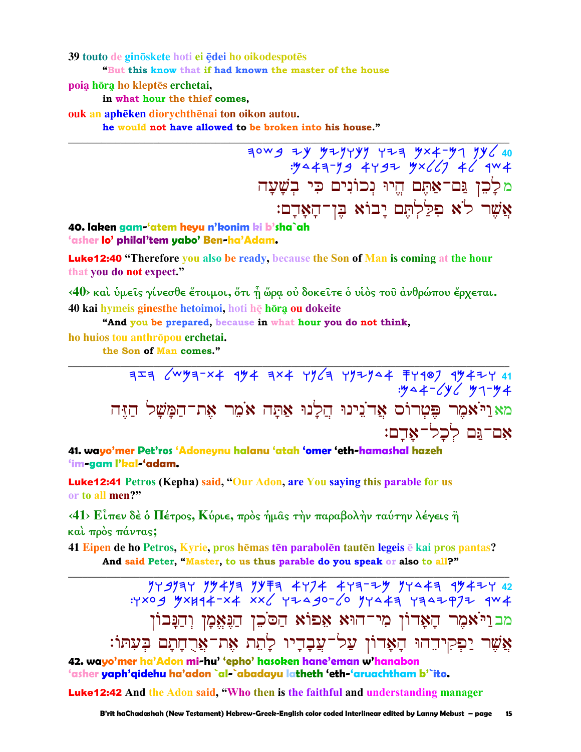**39** touto de ginōskete hoti ei ęдei ho oikodespotēs

"But this know that if had known the master of the house

poią hōrą ho kleptēs erchetai,

in what hour the thief comes,

ouk an aphēken diorychthēnai ton oikon autou.

he would not have allowed to be broken into his house."

---

40 מלָכֵן גַּם־אַתֶּם הֱיוּ נְכוֹנִים כִּי בְּשָׁעָה אֲשֶׁר לֹא פִּלַּלְתֶּם יָבוֹא בֶּן־הָאָדָם׃

**40. laken gam-'atem heyu n'konim ki b'sha`ah 'asher lo' philal'tem yabo' Ben-ha'Adam.**

**Luke12:40** "Therefore you also be ready, because the Son of Man is coming at the hour that you do not expect."

‹40› καὶ ὑμεῖς γίνεσθε ἕτοιμοι, ὅτι ᾗ ὥρᾳ οὐ δοκεῖτε ὁ υἱὸς τοῦ ἀνθρώπου ἔρχεται.

**40** kai hymeis ginesthe hetoimoi, hoti hē hōrą ou dokeite

"And you be prepared, because in what hour you do not think,

ho huios tou anthrōpou erchetai.

the Son of Man comes."

---

41 מאוַיֹּאמֶר פֶּטְרוֹס אֲדֹנֵינוּ הֲלָנוּ אַתָּה אֹמֵר אֶת־הַמָּשָׁל הַזֶּה אִם־גַּם לְכָל־אָדָם׃

**41. wayo'mer Pet'ros 'Adoneynu halanu 'atah 'omer 'eth-hamashal hazeh 'im-gam l'kal-'adam.**

**Luke12:41** Petros (Kepha) said, "Our Adon, are You saying this parable for us or to all men?"

‹41› Εἶπεν δὲ ὁ Πέτρος, Κύριε, πρὸς ἡμᾶς τὴν παραβολὴν ταύτην λέγεις ἢ καὶ πρὸς πάντας;

**41** Eipen de ho Petros, Kyrie, pros hēmas tēn parabolēn tautēn legeis ē kai pros pantas?

And said Peter, "Master, to us thus parable do you speak or also to all?"

---

42 מבוַיֹּאמֶר הָאָדוֹן מִי־הוּא אֵפוֹא הַסֹּכֵן הַנֶּאֱמָן וְהַנָּבוֹן אֲשֶׁר יַפְקִידֵהוּ הָאָדוֹן עַל־עֲבָדָיו לָתֵת אֶת־אֲרֻחָתָם בְּעִתּוֹ׃

**42. wayo'mer ha'Adon mi-hu' 'epho' hasoken hane'eman w'hanabon 'asher yaph'qidehu ha'adon `al-`abadayu latheth 'eth-'aruchtham b'`ito.**

**Luke12:42** And the Adon said, "Who then is the faithful and understanding manager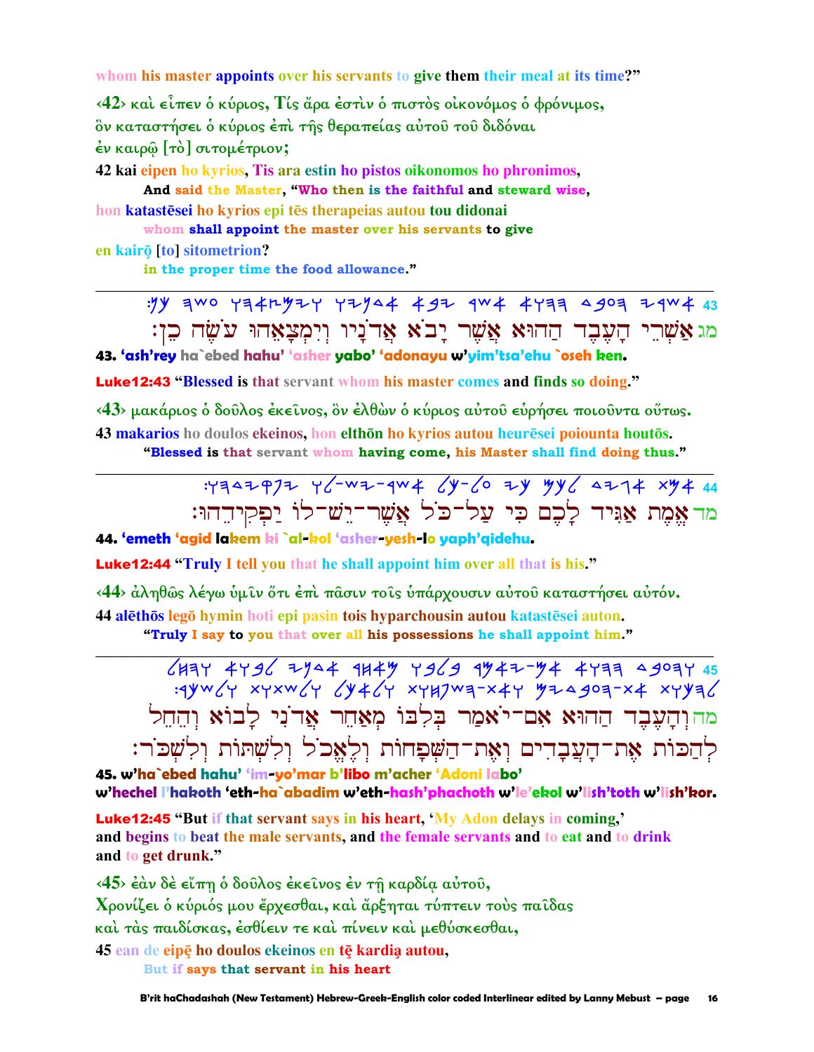whom his master appoints over his servants to give them their meal at its time?"

‹42› καὶ εἶπεν ὁ κύριος, Τίς ἄρα ἐστὶν ὁ πιστὸς οἰκονόμος ὁ φρόνιμος, ὃν καταστήσει ὁ κύριος ἐπὶ τῆς θεραπείας αὐτοῦ τοῦ διδόναι ἐν καιρῷ [τὸ] σιτομέτριον;

42 kai eipen ho kyrios, Tis ara estin ho pistos oikonomos ho phronimos,
And said the Master, "Who then is the faithful and steward wise,
hon katastēsei ho kyrios epi tēs therapeias autou tou didonai
whom shall appoint the master over his servants to give
en kairō [to] sitometrion?
in the proper time the food allowance."

---

מג אַשְׁרֵי הָעֶבֶד הַהוּא אֲשֶׁר יָבֹא אֲדֹנָיו וְיִמְצָאֵהוּ עֹשֶׂה כֵּן׃

**43. 'ash'rey ha`ebed hahu' 'asher yabo' 'adonayu w'yim'tsa'ehu `oseh ken.**

**Luke12:43** "Blessed is that servant whom his master comes and finds so doing."

‹43› μακάριος ὁ δοῦλος ἐκεῖνος, ὃν ἐλθὼν ὁ κύριος αὐτοῦ εὑρήσει ποιοῦντα οὕτως.

43 makarios ho doulos ekeinos, hon elthōn ho kyrios autou heurēsei poiounta houtōs.
"Blessed is that servant whom having come, his Master shall find doing thus."

---

מד אֱמֶת אַגִּיד לָכֶם כִּי עַל־כֹּל אֲשֶׁר־יֶשׁ־לוֹ יַפְקִידֵהוּ׃

**44. 'emeth 'agid lakem ki `al-kol 'asher-yesh-lo yaph'qidehu.**

**Luke12:44** "Truly I tell you that he shall appoint him over all that is his."

‹44› ἀληθῶς λέγω ὑμῖν ὅτι ἐπὶ πᾶσιν τοῖς ὑπάρχουσιν αὐτοῦ καταστήσει αὐτόν.

44 alēthōs legō hymin hoti epi pasin tois hyparchousin autou katastēsei auton.
"Truly I say to you that over all his possessions he shall appoint him."

---

מה וְהָעֶבֶד הַהוּא אִם־יֹאמַר בְּלִבּוֹ מְאַחֵר אֲדֹנִי לָבוֹא וְהֵחֵל לְהַכּוֹת אֶת־הָעֲבָדִים וְאֶת־הַשְּׁפָחוֹת וְלֶאֱכֹל וְלִשְׁתּוֹת וְלִשְׁכֹּר׃

**45. w'ha`ebed hahu' 'im-yo'mar b'libo m'acher 'Adoni labo' w'hechel l'hakoth 'eth-ha`abadim w'eth-hash'phachoth w'le'ekol w'lish'toth w'lish'kor.**

**Luke12:45** "But if that servant says in his heart, 'My Adon delays in coming,' and begins to beat the male servants, and the female servants and to eat and to drink and to get drunk."

‹45› ἐὰν δὲ εἴπῃ ὁ δοῦλος ἐκεῖνος ἐν τῇ καρδίᾳ αὐτοῦ, Χρονίζει ὁ κύριός μου ἔρχεσθαι, καὶ ἄρξηται τύπτειν τοὺς παῖδας καὶ τὰς παιδίσκας, ἐσθίειν τε καὶ πίνειν καὶ μεθύσκεσθαι,

45 ean de eipē ho doulos ekeinos en tē kardią autou,
But if says that servant in his heart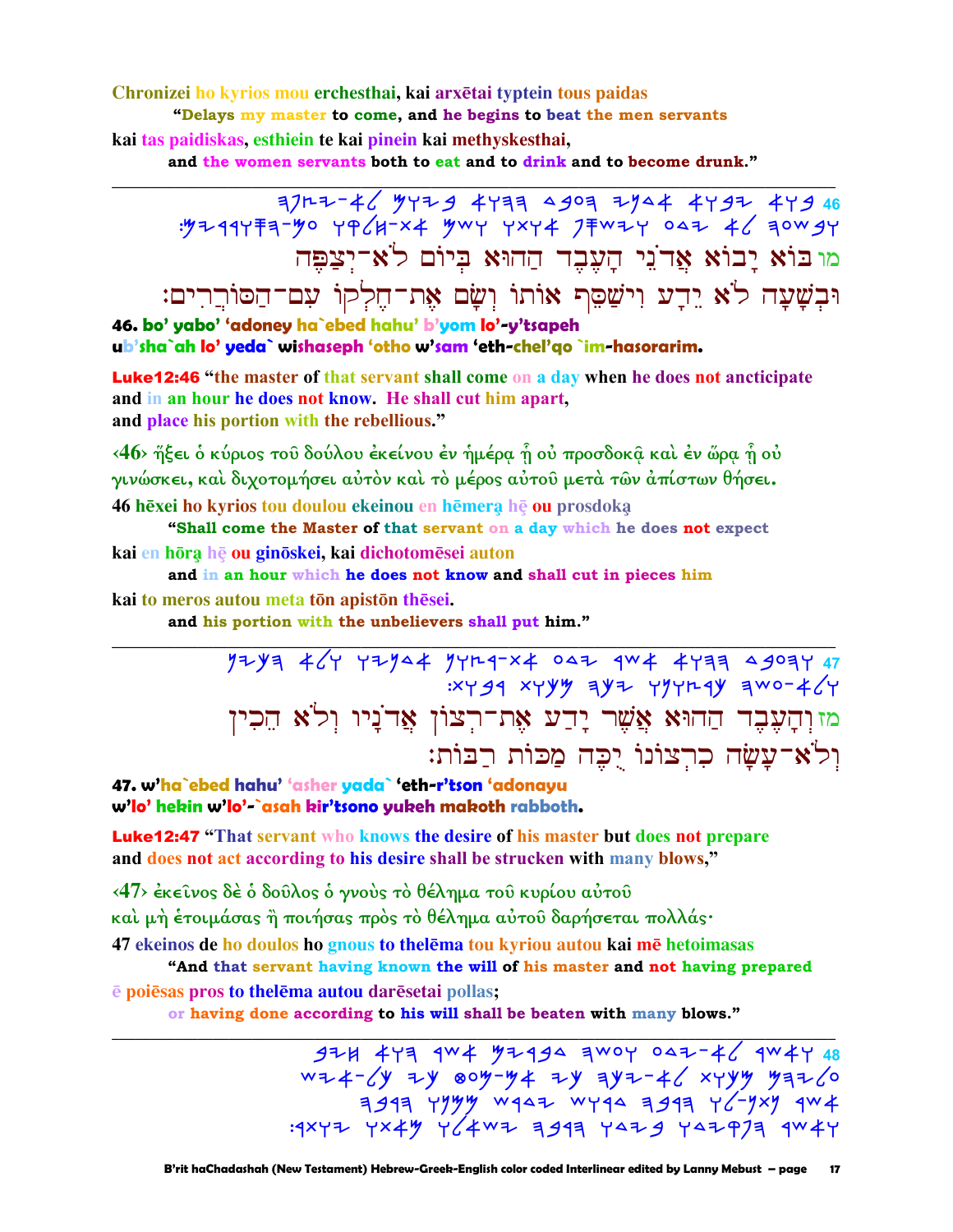Chronizei ho kyrios mou erchesthai, kai arxētai typtein tous paidas

"Delays my master to come, and he begins to beat the men servants

kai tas paidiskas, esthiein te kai pinein kai methyskesthai,

and the women servants both to eat and to drink and to become drunk."

---

מו בּוֹא יָבוֹא אֲדֹנֵי הָעֶבֶד הַהוּא בְּיוֹם לֹא־יְצַפֶּה
וּבְשָׁעָה לֹא יֵדָע וִישַׁסֵּף אוֹתוֹ וְשָׂם אֶת־חֶלְקוֹ עִם־הַסּוֹרֲרִים׃

**46. bo' yabo' 'adoney ha`ebed hahu' b'yom lo'-y'tsapeh ub'sha`ah lo' yeda` wishaseph 'otho w'sam 'eth-chel'qo `im-hasorarim.**

**Luke12:46** "the master of that servant shall come on a day when he does not ancticipate and in an hour he does not know. He shall cut him apart, and place his portion with the rebellious."

‹46› ἥξει ὁ κύριος τοῦ δούλου ἐκείνου ἐν ἡμέρᾳ ᾗ οὐ προσδοκᾷ καὶ ἐν ὥρᾳ ᾗ οὐ γινώσκει, καὶ διχοτομήσει αὐτὸν καὶ τὸ μέρος αὐτοῦ μετὰ τῶν ἀπίστων θήσει.

46 hēxei ho kyrios tou doulou ekeinou en hēmerą hē ou prosdoką

"Shall come the Master of that servant on a day which he does not expect

kai en hōrą hē ou ginōskei, kai dichotomēsei auton

and in an hour which he does not know and shall cut in pieces him

kai to meros autou meta tōn apistōn thēsei.

and his portion with the unbelievers shall put him."

---

מז וְהָעֶבֶד הַהוּא אֲשֶׁר יָדַע אֶת־רְצוֹן אֲדֹנָיו וְלֹא הֵכִין
וְלֹא־עָשָׂה כִרְצוֹנוֹ יֻכֶּה מַכּוֹת רַבּוֹת׃

**47. w'ha`ebed hahu' 'asher yada` 'eth-r'tson 'adonayu w'lo' hekin w'lo'-`asah kir'tsono yukeh makoth rabboth.**

**Luke12:47** "That servant who knows the desire of his master but does not prepare and does not act according to his desire shall be strucken with many blows,"

‹47› ἐκεῖνος δὲ ὁ δοῦλος ὁ γνοὺς τὸ θέλημα τοῦ κυρίου αὐτοῦ καὶ μὴ ἑτοιμάσας ἢ ποιήσας πρὸς τὸ θέλημα αὐτοῦ δαρήσεται πολλάς·

47 ekeinos de ho doulos ho gnous to thelēma tou kyriou autou kai mē hetoimasas

"And that servant having known the will of his master and not having prepared

ē poiēsas pros to thelēma autou darēsetai pollas;

or having done according to his will shall be beaten with many blows."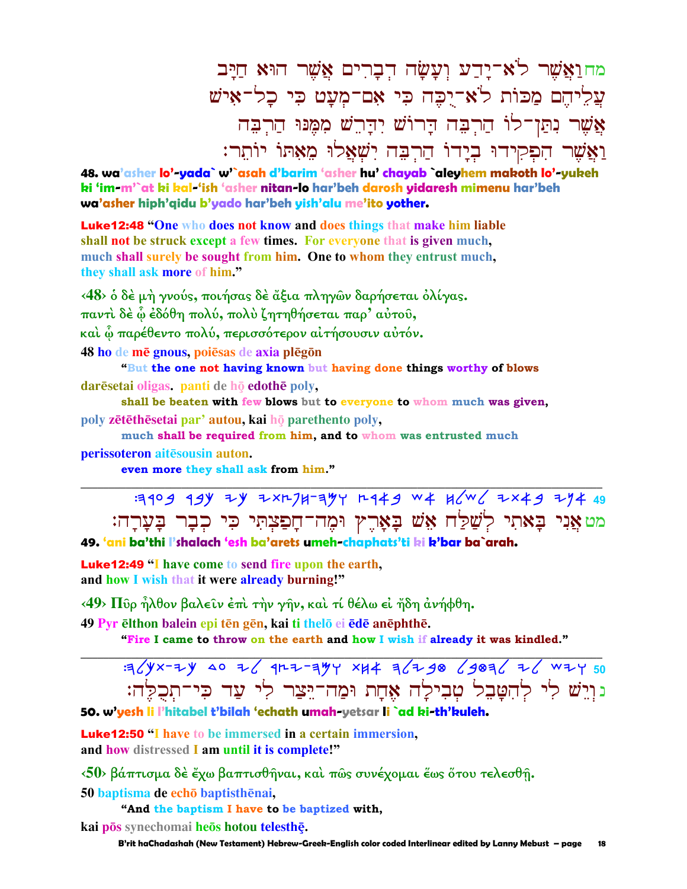מחוַאֲשֶׁר לֹא־יָדַע וְעָשָׂה דְבָרִים אֲשֶׁר הוּא חַיָּב עֲלֵיהֶם מַכּוֹת לֹא־יֻכֶּה כִּי אִם־מְעָט כִּי כָל־אִישׁ אֲשֶׁר נִתַּן־לוֹ הַרְבֵּה דָּרוֹשׁ יִדָּרֵשׁ מִמֶּנּוּ הַרְבֵּה וַאֲשֶׁר הִפְקִידוּ בְיָדוֹ הַרְבֵּה יִשְׁאֲלוּ מֵאִתּוֹ יוֹתֵר׃

**48. wa'asher lo'-yada` w'`asah d'barim 'asher hu' chayab `aleyhem makoth lo'-yukeh ki 'im-m'`at ki kal-'ish 'asher nitan-lo har'beh darosh yidaresh mimenu har'beh wa'asher hiph'qidu b'yado har'beh yish'alu me'ito yother.**

**Luke12:48** "One who does not know and does things that make him liable shall not be struck except a few times. For everyone that is given much, much shall surely be sought from him. One to whom they entrust much, they shall ask more of him."

‹48› ὁ δὲ μὴ γνούς, ποιήσας δὲ ἄξια πληγῶν δαρήσεται ὀλίγας. παντὶ δὲ ᾧ ἐδόθη πολύ, πολὺ ζητηθήσεται παρ' αὐτοῦ, καὶ ᾧ παρέθεντο πολύ, περισσότερον αἰτήσουσιν αὐτόν.

48 ho de mē gnous, poiēsas de axia plēgōn
"But the one not having known but having done things worthy of blows
darēsetai oligas. panti de hō edothē poly,
shall be beaten with few blows but to everyone to whom much was given,
poly zētēthēsetai par' autou, kai hō parethento poly,
much shall be required from him, and to whom was entrusted much
perissoteron aitēsousin auton.
even more they shall ask from him."

---

מטאֲנִי בָאתִי לְשַׁלַּח אֵשׁ בָּאָרֶץ וּמֶה־חָפַצְתִּי כִּי כְבָר בָּעָרָה׃

**49. 'ani ba'thi l'shalach 'esh ba'arets umeh-chaphats'ti ki k'bar ba`arah.**

**Luke12:49** "I have come to send fire upon the earth, and how I wish that it were already burning!"

‹49› Πῦρ ἦλθον βαλεῖν ἐπὶ τὴν γῆν, καὶ τί θέλω εἰ ἤδη ἀνήφθη.

49 Pyr ēlthon balein epi tēn gēn, kai ti thelō ei ēdē anēphthē.
"Fire I came to throw on the earth and how I wish if already it was kindled."

---

נוְיֵשׁ לִי לְהִטָּבֵל טְבִילָה אֶחָת וּמַה־יֵּצַר לִי עַד כִּי־תְכֻלֶּה׃

**50. w'yesh li l'hitabel t'bilah 'echath umah-yetsar li `ad ki-th'kuleh.**

**Luke12:50** "I have to be immersed in a certain immersion, and how distressed I am until it is complete!"

‹50› βάπτισμα δὲ ἔχω βαπτισθῆναι, καὶ πῶς συνέχομαι ἕως ὅτου τελεσθῇ.

50 baptisma de echō baptisthēnai,
"And the baptism I have to be baptized with,
kai pōs synechomai heōs hotou telesthē.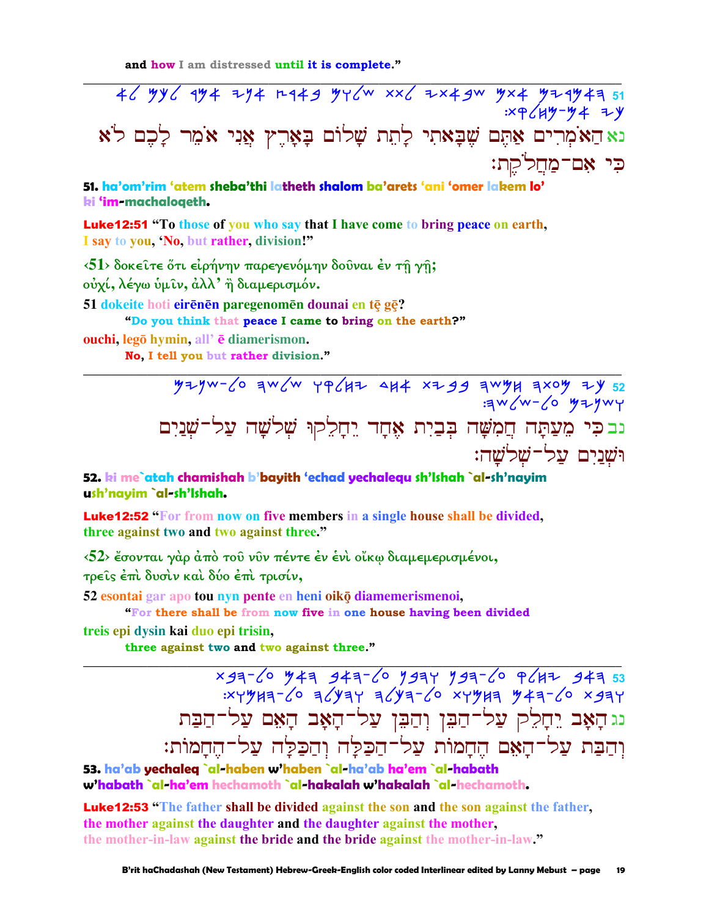and how I am distressed until it is complete."

---

51 הֲאֹמְרִים אַתֶּם שֶׁבָּאתִי לָתֵת שָׁלוֹם בָּאָרֶץ אֲנִי אֹמֵר לָכֶם לֹא כִּי אִם־מַחֲלֹקֶת׃

נא הַאֹמְרִים אַתֶּם שֶׁבָּאתִי לָתֵת שָׁלוֹם בָּאָרֶץ אֲנִי אֹמֵר לָכֶם לֹא כִּי אִם־מַחֲלֹקֶת׃

**51. ha'om'rim 'atem sheba'thi latheth shalom ba'arets 'ani 'omer lakem lo' ki 'im-machaloqeth.**

**Luke12:51** "To those of you who say that I have come to bring peace on earth, I say to you, 'No, but rather, division!"

‹51› δοκεῖτε ὅτι εἰρήνην παρεγενόμην δοῦναι ἐν τῇ γῇ; οὐχί, λέγω ὑμῖν, ἀλλ' ἢ διαμερισμόν.

51 dokeite hoti eirēnēn paregenomēn dounai en tē gē?
"Do you think that peace I came to bring on the earth?"
ouchi, legō hymin, all' ē diamerismon.
No, I tell you but rather division."

---

52 כִּי מֵעַתָּה חֲמִשָּׁה בְּבַיִת אֶחָד יֵחָלֵקוּ שְׁלֹשָׁה עַל־שְׁנַיִם וּשְׁנַיִם עַל־שְׁלֹשָׁה׃

נב כִּי מֵעַתָּה חֲמִשָּׁה בְּבַיִת אֶחָד יֵחָלֵקוּ שְׁלֹשָׁה עַל־שְׁנַיִם וּשְׁנַיִם עַל־שְׁלֹשָׁה׃

**52. ki me`atah chamishah b'bayith 'echad yechalequ sh'lshah `al-sh'nayim ush'nayim `al-sh'lshah.**

**Luke12:52** "For from now on five members in a single house shall be divided, three against two and two against three."

‹52› ἔσονται γὰρ ἀπὸ τοῦ νῦν πέντε ἐν ἑνὶ οἴκῳ διαμεμερισμένοι, τρεῖς ἐπὶ δυσὶν καὶ δύο ἐπὶ τρισίν,

52 esontai gar apo tou nyn pente en heni oikō diamemerismenoi,
"For there shall be from now five in one house having been divided
treis epi dysin kai duo epi trisin,
three against two and two against three."

---

53 הָאָב יֵחָלֵק עַל־הַבֵּן וְהַבֵּן עַל־הָאָב הָאֵם עַל־הַבַּת וְהַבַּת עַל־הָאֵם הֶחָמוֹת עַל־הַכַּלָּה וְהַכַּלָּה עַל־הֶחָמוֹת׃

נג הָאָב יֵחָלֵק עַל־הַבֵּן וְהַבֵּן עַל־הָאָב הָאֵם עַל־הַבַּת וְהַבַּת עַל־הָאֵם הֶחָמוֹת עַל־הַכַּלָּה וְהַכַּלָּה עַל־הֶחָמוֹת׃

**53. ha'ab yechaleq `al-haben w'haben `al-ha'ab ha'em `al-habath w'habath `al-ha'em hechamoth `al-hakalah w'hakalah `al-hechamoth.**

**Luke12:53** "The father shall be divided against the son and the son against the father, the mother against the daughter and the daughter against the mother, the mother-in-law against the bride and the bride against the mother-in-law."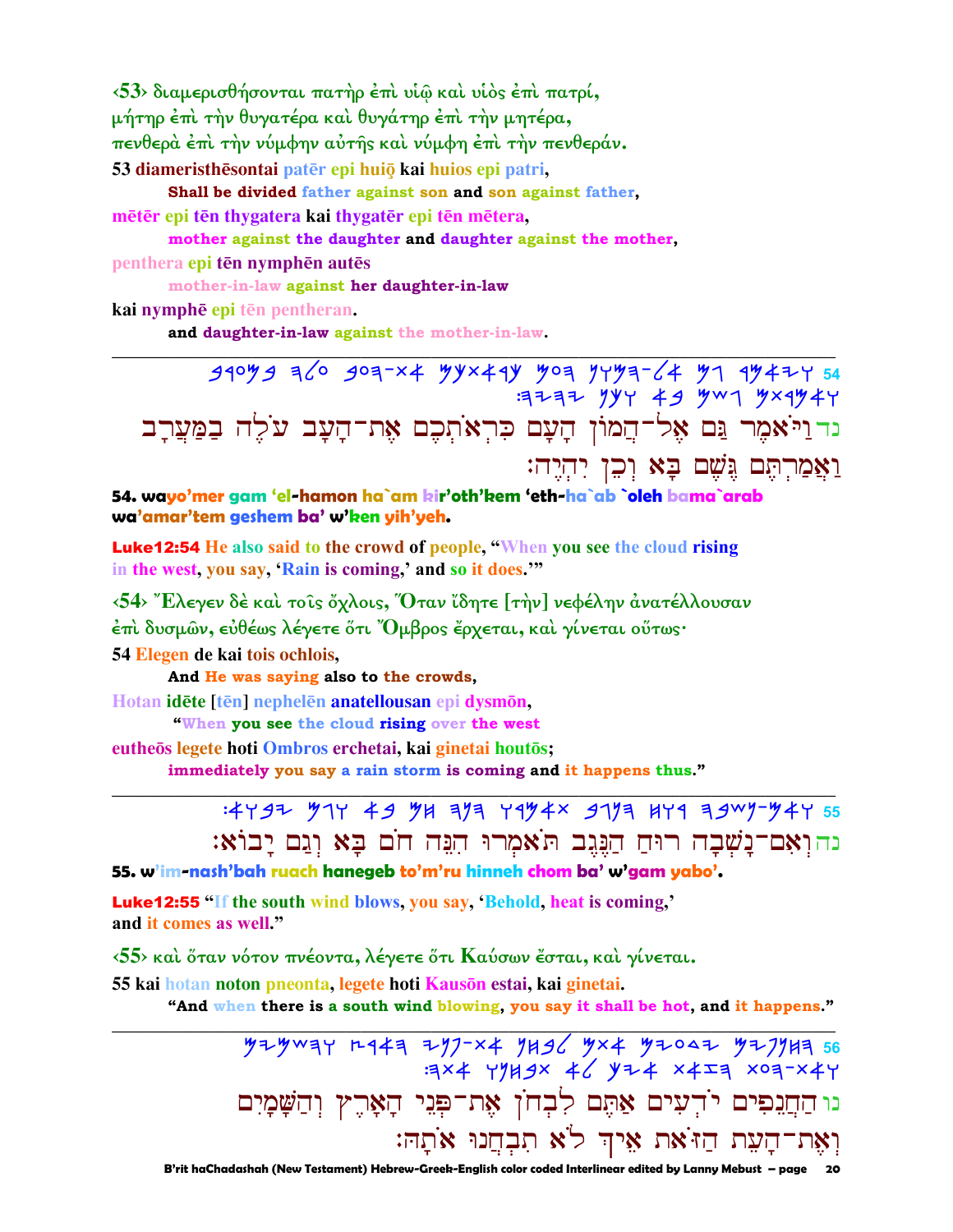‹53› διαμερισθήσονται πατὴρ ἐπὶ υἱῷ καὶ υἱὸς ἐπὶ πατρί,
μήτηρ ἐπὶ τὴν θυγατέρα καὶ θυγάτηρ ἐπὶ τὴν μητέρα,
πενθερὰ ἐπὶ τὴν νύμφην αὐτῆς καὶ νύμφη ἐπὶ τὴν πενθεράν.

53 diameristhēsontai patēr epi huiō kai huios epi patri,
**Shall be divided father against son and son against father,**
mētēr epi tēn thygatera kai thygatēr epi tēn mētera,
**mother against the daughter and daughter against the mother,**
penthera epi tēn nymphēn autēs
**mother-in-law against her daughter-in-law**
kai nymphē epi tēn pentheran.
**and daughter-in-law against the mother-in-law.**

---

54 ויאמר גם אל-המון העם כראתכם את-העב עלה במערב ואמרתם גשם בא וכן יהיה:

נד וַיֹּאמֶר גַּם אֶל־הֲמוֹן הָעָם כִּרְאֹתְכֶם אֶת־הָעָב עֹלֶה בַּמַּעֲרָב וַאֲמַרְתֶּם גֶּשֶׁם בָּא וְכֵן יִהְיֶה׃

**54. wayo'mer gam 'el-hamon ha`am kir'oth'kem 'eth-ha`ab `oleh bama`arab wa'amar'tem geshem ba' w'ken yih'yeh.**

**Luke12:54 He also said to the crowd of people, "When you see the cloud rising in the west, you say, 'Rain is coming,' and so it does.'"**

‹54› Ἔλεγεν δὲ καὶ τοῖς ὄχλοις, Ὅταν ἴδητε [τὴν] νεφέλην ἀνατέλλουσαν ἐπὶ δυσμῶν, εὐθέως λέγετε ὅτι Ὄμβρος ἔρχεται, καὶ γίνεται οὕτως·

54 Elegen de kai tois ochlois,
**And He was saying also to the crowds,**
Hotan idēte [tēn] nephelēn anatellousan epi dysmōn,
**"When you see the cloud rising over the west**
eutheōs legete hoti Ombros erchetai, kai ginetai houtōs;
**immediately you say a rain storm is coming and it happens thus."**

---

55 ואם-נשבה רוח הנגב תאמרו הנה חם בא וגם יבוא:

נה וְאִם־נָשְׁבָה רוּחַ הַנֶּגֶב תֹּאמְרוּ הִנֵּה חֹם בָּא וְגַם יָבוֹא׃

**55. w'im-nash'bah ruach hanegeb to'm'ru hinneh chom ba' w'gam yabo'.**

**Luke12:55 "If the south wind blows, you say, 'Behold, heat is coming,' and it comes as well."**

‹55› καὶ ὅταν νότον πνέοντα, λέγετε ὅτι Καύσων ἔσται, καὶ γίνεται.

55 kai hotan noton pneonta, legete hoti Kausōn estai, kai ginetai.
**"And when there is a south wind blowing, you say it shall be hot, and it happens."**

---

56 החנפים ידעים אתם לבחן את-פני הארץ והשמים ואת-העת הזאת איך לא תבחנו אתה:

נו הַחֲנֵפִים יֹדְעִים אַתֶּם לִבְחֹן אֶת־פְּנֵי הָאָרֶץ וְהַשָּׁמַיִם וְאֶת־הָעֵת הַזֹּאת אֵיךְ לֹא תִבְחֲנוּ אֹתָהּ׃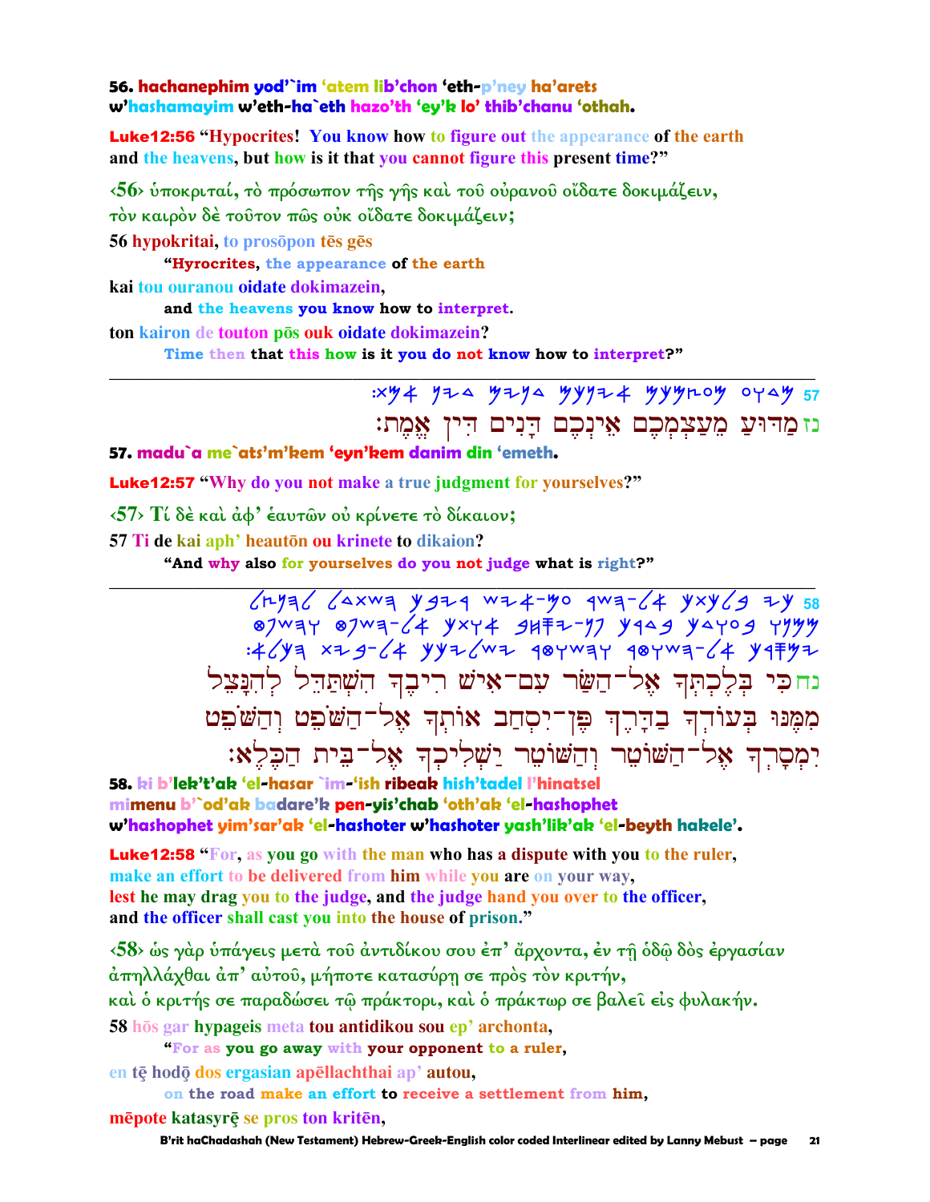**56. hachanephim yod'`im 'atem lib'chon 'eth-p'ney ha'arets w'hashamayim w'eth-ha`eth hazo'th 'ey'k lo' thib'chanu 'othah.**

**Luke12:56** "Hypocrites! You know how to figure out the appearance of the earth and the heavens, but how is it that you cannot figure this present time?"

‹56› ὑποκριταί, τὸ πρόσωπον τῆς γῆς καὶ τοῦ οὐρανοῦ οἴδατε δοκιμάζειν, τὸν καιρὸν δὲ τοῦτον πῶς οὐκ οἴδατε δοκιμάζειν;

56 hypokritai, to prosōpon tēs gēs
"Hyrocrites, the appearance of the earth
kai tou ouranou oidate dokimazein,
and the heavens you know how to interpret.
ton kairon de touton pōs ouk oidate dokimazein?
Time then that this how is it you do not know how to interpret?"

---

57 מַדּוּעַ מֵעַצְמְכֶם אֵינְכֶם דָּנִים דִּין אֱמֶת׃

**57. madu`a me`ats'm'kem 'eyn'kem danim din 'emeth.**

**Luke12:57** "Why do you not make a true judgment for yourselves?"

‹57› Τί δὲ καὶ ἀφ' ἑαυτῶν οὐ κρίνετε τὸ δίκαιον;

57 Ti de kai aph' heautōn ou krinete to dikaion?
"And why also for yourselves do you not judge what is right?"

---

58 כִּי בְּלֶכְתְּךָ אֶל־הַשַּׂר עִם־אִישׁ רִיבֶךָ הִשְׁתַּדֵּל לְהִנָּצֵל מִמֶּנּוּ בְּעוֹדְךָ בַדָּרֶךְ פֶּן־יִסְחַב אוֹתְךָ אֶל־הַשֹּׁפֵט וְהַשֹּׁפֵט יִמְסָרְךָ אֶל־הַשּׁוֹטֵר וְהַשּׁוֹטֵר יַשְׁלִיכְךָ אֶל־בֵּית הַכֶּלֶא׃

**58. ki b'lek't'ak 'el-hasar `im-'ish ribeak hish'tadel l'hinatsel mimenu b'`od'ak badare'k pen-yis'chab 'oth'ak 'el-hashophet w'hashophet yim'sar'ak 'el-hashoter w'hashoter yash'lik'ak 'el-beyth hakele'.**

**Luke12:58** "For, as you go with the man who has a dispute with you to the ruler, make an effort to be delivered from him while you are on your way, lest he may drag you to the judge, and the judge hand you over to the officer, and the officer shall cast you into the house of prison."

‹58› ὡς γὰρ ὑπάγεις μετὰ τοῦ ἀντιδίκου σου ἐπ' ἄρχοντα, ἐν τῇ ὁδῷ δὸς ἐργασίαν ἀπηλλάχθαι ἀπ' αὐτοῦ, μήποτε κατασύρῃ σε πρὸς τὸν κριτήν, καὶ ὁ κριτής σε παραδώσει τῷ πράκτορι, καὶ ὁ πράκτωρ σε βαλεῖ εἰς φυλακήν.

58 hōs gar hypageis meta tou antidikou sou ep' archonta,
"For as you go away with your opponent to a ruler,
en tē hodō dos ergasian apēllachthai ap' autou,
on the road make an effort to receive a settlement from him,
mēpote katasyrē se pros ton kritēn,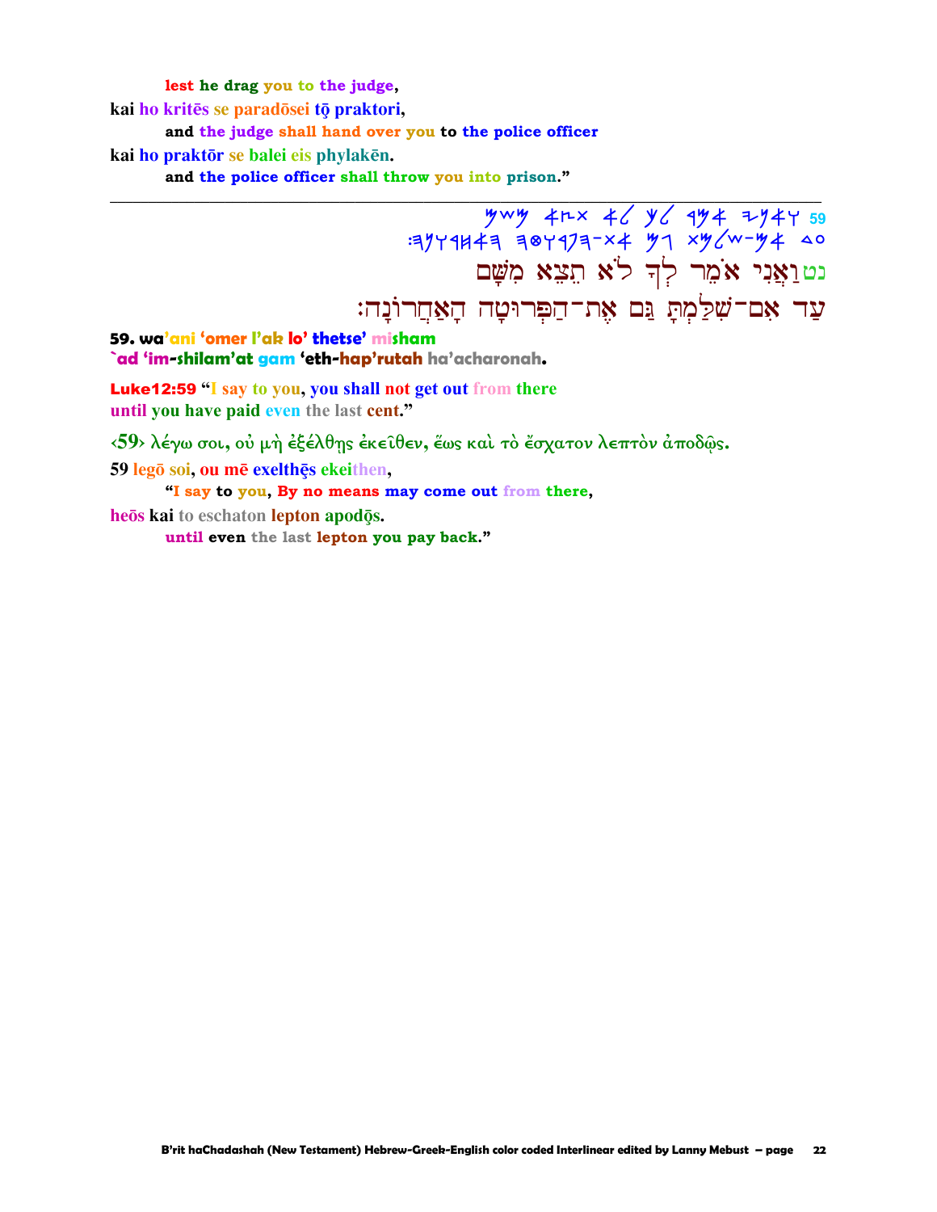**lest he drag you to the judge,**

**kai ho kritēs se paradōsei tǭ praktori,**

**and the judge shall hand over you to the police officer**

**kai ho praktōr se balei eis phylakēn.**

**and the police officer shall throw you into prison."**

---

59 𐤅𐤀𐤍𐤉 𐤀𐤌𐤓 𐤋𐤊 𐤋𐤀 𐤕𐤑𐤀 𐤌𐤔𐤌
𐤏𐤃 𐤀𐤌-𐤔𐤋𐤌𐤕 𐤂𐤌 𐤀𐤕-𐤄𐤐𐤓𐤅𐤈𐤄 𐤄𐤀𐤇𐤓𐤅𐤍𐤄:

נט וַאֲנִי אֹמֵר לָךְ לֹא תֵצֵא מִשָּׁם
עַד אִם־שִׁלַּמְתְּ גַּם אֶת־הַפְּרוּטָה הָאַחֲרוֹנָה:

**59. wa'ani 'omer l'ak lo' thetse' misham**
**`ad 'im-shilam'at gam 'eth-hap'rutah ha'acharonah.**

**Luke12:59 "I say to you, you shall not get out from there**
**until you have paid even the last cent."**

‹59› λέγω σοι, οὐ μὴ ἐξέλθῃς ἐκεῖθεν, ἕως καὶ τὸ ἔσχατον λεπτὸν ἀποδῷς.

**59 legō soi, ou mē exelthēs ekeithen,**

**"I say to you, By no means may come out from there,**

**heōs kai to eschaton lepton apodǭs.**

**until even the last lepton you pay back."**